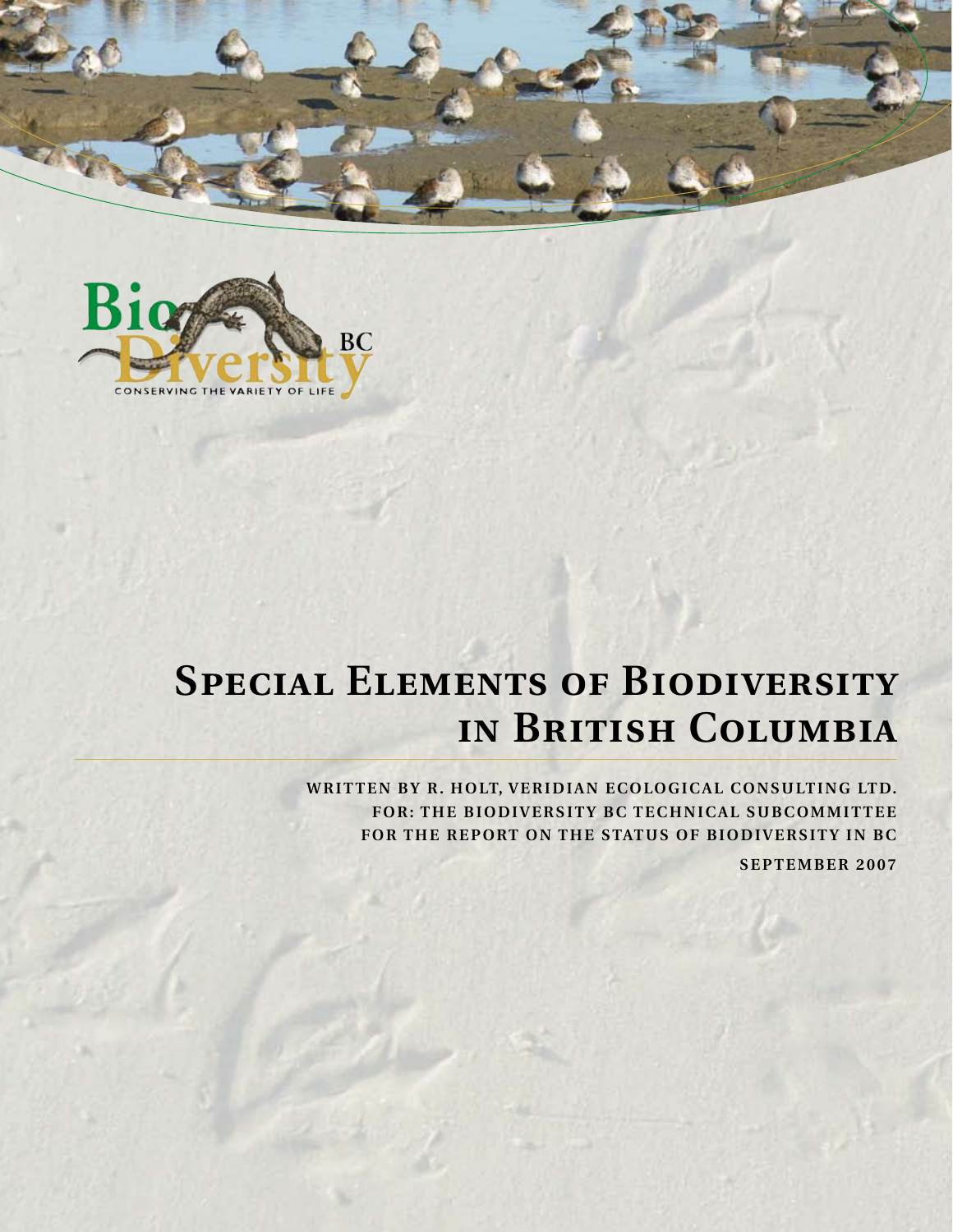# Special Elements of Biodiversity in British Columbia

**WRITTEN BY R. HOLT, VERIDIAN ECOLOGICAL CONSULTING LTD.**
**FOR: THE BIODIVERSITY BC TECHNICAL SUBCOMMITTEE**
**FOR THE REPORT ON THE STATUS OF BIODIVERSITY IN BC**

**SEPTEMBER 2007**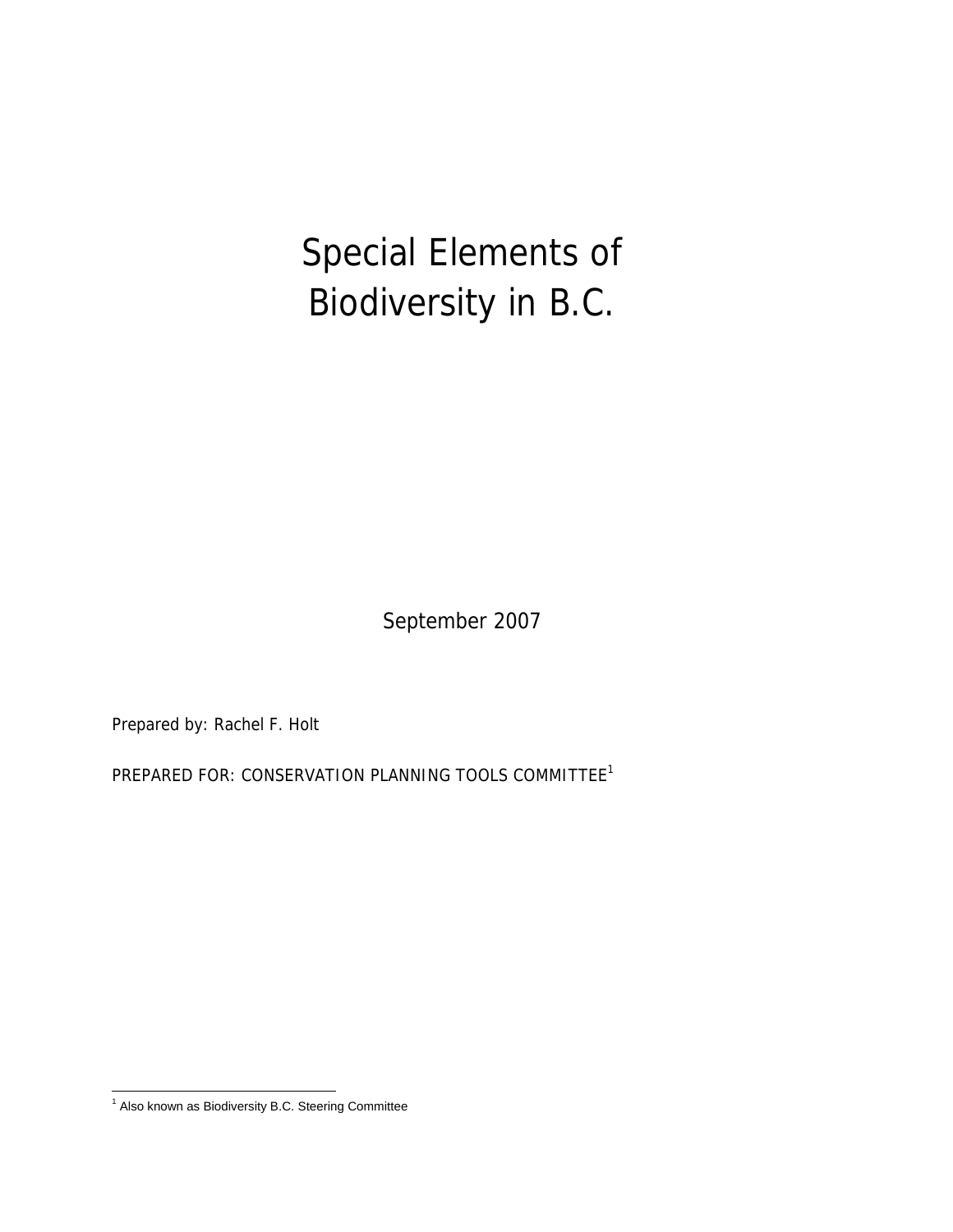# Special Elements of Biodiversity in B.C.

September 2007

Prepared by: Rachel F. Holt

PREPARED FOR: CONSERVATION PLANNING TOOLS COMMITTEE[1]

[1] Also known as Biodiversity B.C. Steering Committee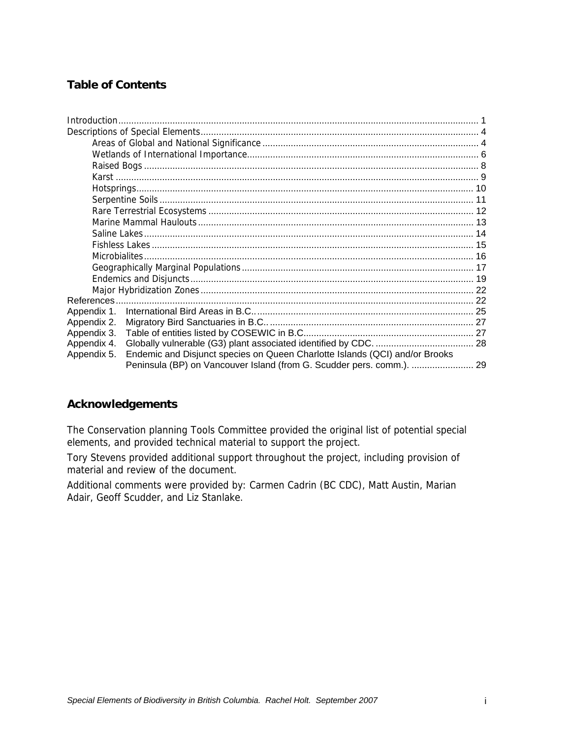## Table of Contents

Introduction .......... 1
Descriptions of Special Elements .......... 4
- Areas of Global and National Significance .......... 4
- Wetlands of International Importance .......... 6
- Raised Bogs .......... 8
- Karst .......... 9
- Hotsprings .......... 10
- Serpentine Soils .......... 11
- Rare Terrestrial Ecosystems .......... 12
- Marine Mammal Haulouts .......... 13
- Saline Lakes .......... 14
- Fishless Lakes .......... 15
- Microbialites .......... 16
- Geographically Marginal Populations .......... 17
- Endemics and Disjuncts .......... 19
- Major Hybridization Zones .......... 22

References .......... 22
Appendix 1. International Bird Areas in B.C.. .......... 25
Appendix 2. Migratory Bird Sanctuaries in B.C.. .......... 27
Appendix 3. Table of entities listed by COSEWIC in B.C. .......... 27
Appendix 4. Globally vulnerable (G3) plant associated identified by CDC. .......... 28
Appendix 5. Endemic and Disjunct species on Queen Charlotte Islands (QCI) and/or Brooks Peninsula (BP) on Vancouver Island (from G. Scudder pers. comm.). .......... 29

## Acknowledgements

The Conservation planning Tools Committee provided the original list of potential special elements, and provided technical material to support the project.

Tory Stevens provided additional support throughout the project, including provision of material and review of the document.

Additional comments were provided by: Carmen Cadrin (BC CDC), Matt Austin, Marian Adair, Geoff Scudder, and Liz Stanlake.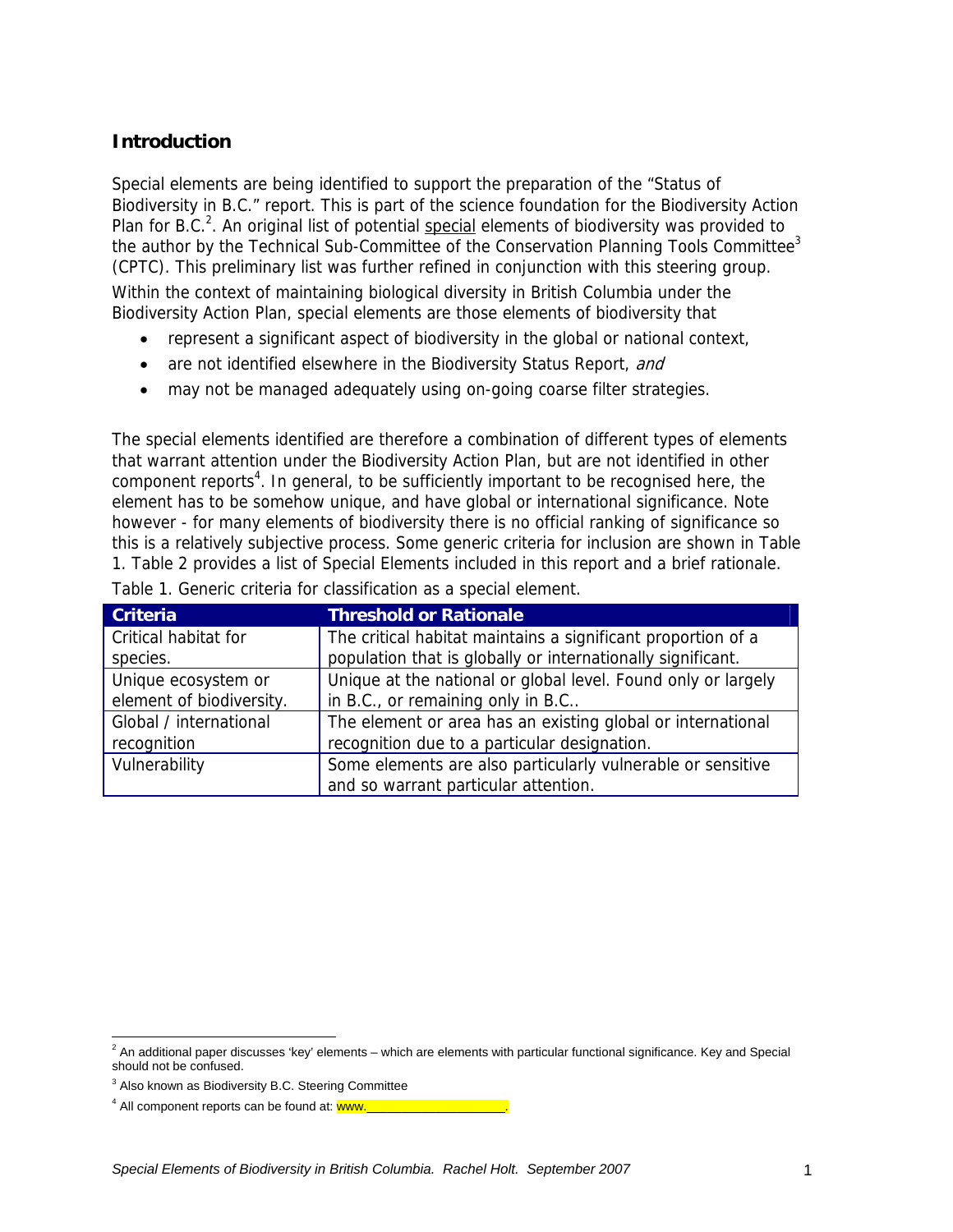## Introduction

Special elements are being identified to support the preparation of the "Status of Biodiversity in B.C." report. This is part of the science foundation for the Biodiversity Action Plan for B.C.[2]. An original list of potential special elements of biodiversity was provided to the author by the Technical Sub-Committee of the Conservation Planning Tools Committee[3] (CPTC). This preliminary list was further refined in conjunction with this steering group.

Within the context of maintaining biological diversity in British Columbia under the Biodiversity Action Plan, special elements are those elements of biodiversity that

- represent a significant aspect of biodiversity in the global or national context,
- are not identified elsewhere in the Biodiversity Status Report, *and*
- may not be managed adequately using on-going coarse filter strategies.

The special elements identified are therefore a combination of different types of elements that warrant attention under the Biodiversity Action Plan, but are not identified in other component reports[4]. In general, to be sufficiently important to be recognised here, the element has to be somehow unique, and have global or international significance. Note however - for many elements of biodiversity there is no official ranking of significance so this is a relatively subjective process. Some generic criteria for inclusion are shown in Table 1. Table 2 provides a list of Special Elements included in this report and a brief rationale.

Table 1. Generic criteria for classification as a special element.

| Criteria | Threshold or Rationale |
| --- | --- |
| Critical habitat for species. | The critical habitat maintains a significant proportion of a population that is globally or internationally significant. |
| Unique ecosystem or element of biodiversity. | Unique at the national or global level. Found only or largely in B.C., or remaining only in B.C.. |
| Global / international recognition | The element or area has an existing global or international recognition due to a particular designation. |
| Vulnerability | Some elements are also particularly vulnerable or sensitive and so warrant particular attention. |

[2] An additional paper discusses 'key' elements – which are elements with particular functional significance. Key and Special should not be confused.

[3] Also known as Biodiversity B.C. Steering Committee

[4] All component reports can be found at: www.____________________.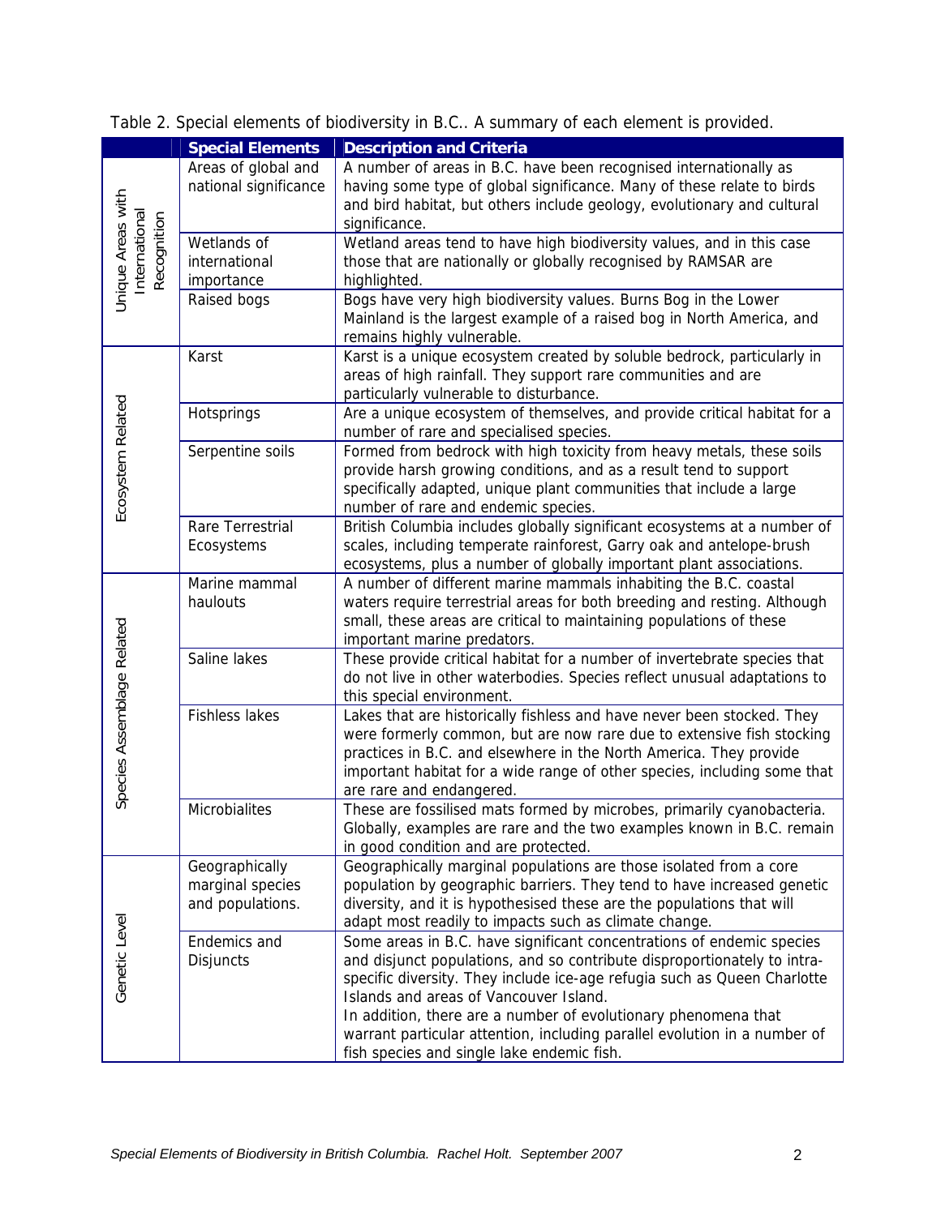Table 2. Special elements of biodiversity in B.C.. A summary of each element is provided.

| | Special Elements | Description and Criteria |
|---|---|---|
| Unique Areas with International Recognition | Areas of global and national significance | A number of areas in B.C. have been recognised internationally as having some type of global significance. Many of these relate to birds and bird habitat, but others include geology, evolutionary and cultural significance. |
| | Wetlands of international importance | Wetland areas tend to have high biodiversity values, and in this case those that are nationally or globally recognised by RAMSAR are highlighted. |
| | Raised bogs | Bogs have very high biodiversity values. Burns Bog in the Lower Mainland is the largest example of a raised bog in North America, and remains highly vulnerable. |
| Ecosystem Related | Karst | Karst is a unique ecosystem created by soluble bedrock, particularly in areas of high rainfall. They support rare communities and are particularly vulnerable to disturbance. |
| | Hotsprings | Are a unique ecosystem of themselves, and provide critical habitat for a number of rare and specialised species. |
| | Serpentine soils | Formed from bedrock with high toxicity from heavy metals, these soils provide harsh growing conditions, and as a result tend to support specifically adapted, unique plant communities that include a large number of rare and endemic species. |
| | Rare Terrestrial Ecosystems | British Columbia includes globally significant ecosystems at a number of scales, including temperate rainforest, Garry oak and antelope-brush ecosystems, plus a number of globally important plant associations. |
| Species Assemblage Related | Marine mammal haulouts | A number of different marine mammals inhabiting the B.C. coastal waters require terrestrial areas for both breeding and resting. Although small, these areas are critical to maintaining populations of these important marine predators. |
| | Saline lakes | These provide critical habitat for a number of invertebrate species that do not live in other waterbodies. Species reflect unusual adaptations to this special environment. |
| | Fishless lakes | Lakes that are historically fishless and have never been stocked. They were formerly common, but are now rare due to extensive fish stocking practices in B.C. and elsewhere in the North America. They provide important habitat for a wide range of other species, including some that are rare and endangered. |
| | Microbialites | These are fossilised mats formed by microbes, primarily cyanobacteria. Globally, examples are rare and the two examples known in B.C. remain in good condition and are protected. |
| Genetic Level | Geographically marginal species and populations. | Geographically marginal populations are those isolated from a core population by geographic barriers. They tend to have increased genetic diversity, and it is hypothesised these are the populations that will adapt most readily to impacts such as climate change. |
| | Endemics and Disjuncts | Some areas in B.C. have significant concentrations of endemic species and disjunct populations, and so contribute disproportionately to intra-specific diversity. They include ice-age refugia such as Queen Charlotte Islands and areas of Vancouver Island. In addition, there are a number of evolutionary phenomena that warrant particular attention, including parallel evolution in a number of fish species and single lake endemic fish. |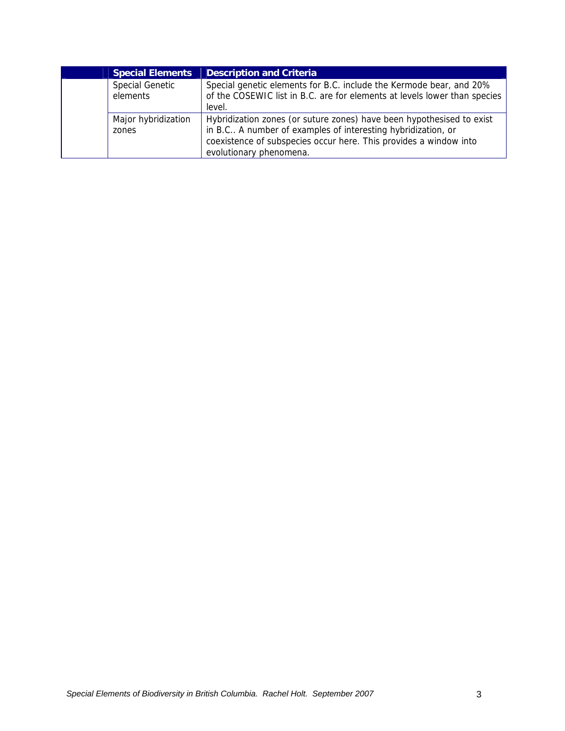| | Special Elements | Description and Criteria |
|---|---|---|
| | Special Genetic elements | Special genetic elements for B.C. include the Kermode bear, and 20% of the COSEWIC list in B.C. are for elements at levels lower than species level. |
| | Major hybridization zones | Hybridization zones (or suture zones) have been hypothesised to exist in B.C.. A number of examples of interesting hybridization, or coexistence of subspecies occur here. This provides a window into evolutionary phenomena. |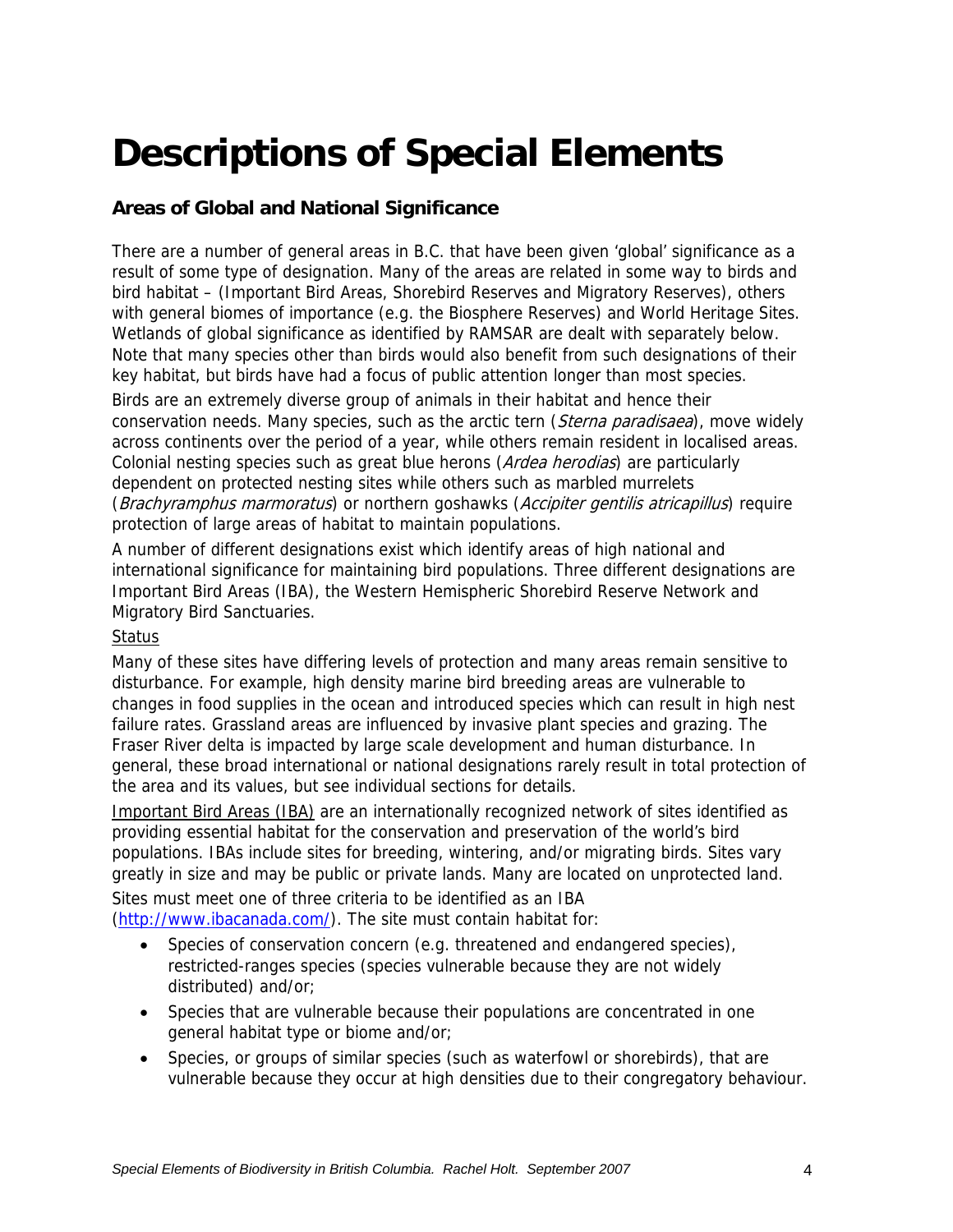# Descriptions of Special Elements

## Areas of Global and National Significance

There are a number of general areas in B.C. that have been given 'global' significance as a result of some type of designation. Many of the areas are related in some way to birds and bird habitat – (Important Bird Areas, Shorebird Reserves and Migratory Reserves), others with general biomes of importance (e.g. the Biosphere Reserves) and World Heritage Sites. Wetlands of global significance as identified by RAMSAR are dealt with separately below. Note that many species other than birds would also benefit from such designations of their key habitat, but birds have had a focus of public attention longer than most species.

Birds are an extremely diverse group of animals in their habitat and hence their conservation needs. Many species, such as the arctic tern (*Sterna paradisaea*), move widely across continents over the period of a year, while others remain resident in localised areas. Colonial nesting species such as great blue herons (*Ardea herodias*) are particularly dependent on protected nesting sites while others such as marbled murrelets (*Brachyramphus marmoratus*) or northern goshawks (*Accipiter gentilis atricapillus*) require protection of large areas of habitat to maintain populations.

A number of different designations exist which identify areas of high national and international significance for maintaining bird populations. Three different designations are Important Bird Areas (IBA), the Western Hemispheric Shorebird Reserve Network and Migratory Bird Sanctuaries.

<u>Status</u>

Many of these sites have differing levels of protection and many areas remain sensitive to disturbance. For example, high density marine bird breeding areas are vulnerable to changes in food supplies in the ocean and introduced species which can result in high nest failure rates. Grassland areas are influenced by invasive plant species and grazing. The Fraser River delta is impacted by large scale development and human disturbance. In general, these broad international or national designations rarely result in total protection of the area and its values, but see individual sections for details.

<u>Important Bird Areas (IBA)</u> are an internationally recognized network of sites identified as providing essential habitat for the conservation and preservation of the world's bird populations. IBAs include sites for breeding, wintering, and/or migrating birds. Sites vary greatly in size and may be public or private lands. Many are located on unprotected land.

Sites must meet one of three criteria to be identified as an IBA (http://www.ibacanada.com/). The site must contain habitat for:

- Species of conservation concern (e.g. threatened and endangered species), restricted-ranges species (species vulnerable because they are not widely distributed) and/or;
- Species that are vulnerable because their populations are concentrated in one general habitat type or biome and/or;
- Species, or groups of similar species (such as waterfowl or shorebirds), that are vulnerable because they occur at high densities due to their congregatory behaviour.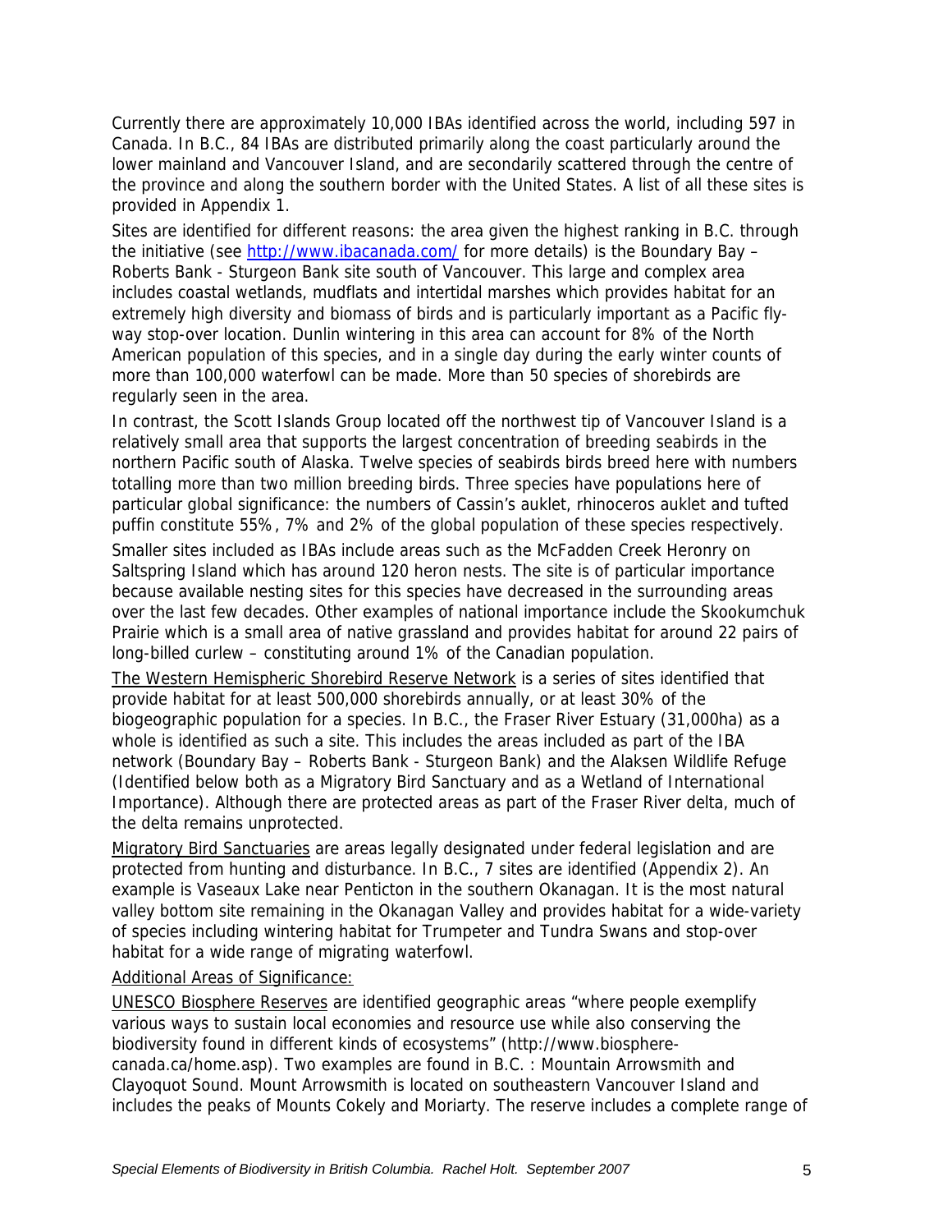Currently there are approximately 10,000 IBAs identified across the world, including 597 in Canada. In B.C., 84 IBAs are distributed primarily along the coast particularly around the lower mainland and Vancouver Island, and are secondarily scattered through the centre of the province and along the southern border with the United States. A list of all these sites is provided in Appendix 1.

Sites are identified for different reasons: the area given the highest ranking in B.C. through the initiative (see http://www.ibacanada.com/ for more details) is the Boundary Bay – Roberts Bank - Sturgeon Bank site south of Vancouver. This large and complex area includes coastal wetlands, mudflats and intertidal marshes which provides habitat for an extremely high diversity and biomass of birds and is particularly important as a Pacific fly-way stop-over location. Dunlin wintering in this area can account for 8% of the North American population of this species, and in a single day during the early winter counts of more than 100,000 waterfowl can be made. More than 50 species of shorebirds are regularly seen in the area.

In contrast, the Scott Islands Group located off the northwest tip of Vancouver Island is a relatively small area that supports the largest concentration of breeding seabirds in the northern Pacific south of Alaska. Twelve species of seabirds birds breed here with numbers totalling more than two million breeding birds. Three species have populations here of particular global significance: the numbers of Cassin's auklet, rhinoceros auklet and tufted puffin constitute 55%, 7% and 2% of the global population of these species respectively.

Smaller sites included as IBAs include areas such as the McFadden Creek Heronry on Saltspring Island which has around 120 heron nests. The site is of particular importance because available nesting sites for this species have decreased in the surrounding areas over the last few decades. Other examples of national importance include the Skookumchuk Prairie which is a small area of native grassland and provides habitat for around 22 pairs of long-billed curlew – constituting around 1% of the Canadian population.

<u>The Western Hemispheric Shorebird Reserve Network</u> is a series of sites identified that provide habitat for at least 500,000 shorebirds annually, or at least 30% of the biogeographic population for a species. In B.C., the Fraser River Estuary (31,000ha) as a whole is identified as such a site. This includes the areas included as part of the IBA network (Boundary Bay – Roberts Bank - Sturgeon Bank) and the Alaksen Wildlife Refuge (Identified below both as a Migratory Bird Sanctuary and as a Wetland of International Importance). Although there are protected areas as part of the Fraser River delta, much of the delta remains unprotected.

<u>Migratory Bird Sanctuaries</u> are areas legally designated under federal legislation and are protected from hunting and disturbance. In B.C., 7 sites are identified (Appendix 2). An example is Vaseaux Lake near Penticton in the southern Okanagan. It is the most natural valley bottom site remaining in the Okanagan Valley and provides habitat for a wide-variety of species including wintering habitat for Trumpeter and Tundra Swans and stop-over habitat for a wide range of migrating waterfowl.

<u>Additional Areas of Significance:</u>

<u>UNESCO Biosphere Reserves</u> are identified geographic areas "where people exemplify various ways to sustain local economies and resource use while also conserving the biodiversity found in different kinds of ecosystems" (http://www.biosphere-canada.ca/home.asp). Two examples are found in B.C. : Mountain Arrowsmith and Clayoquot Sound. Mount Arrowsmith is located on southeastern Vancouver Island and includes the peaks of Mounts Cokely and Moriarty. The reserve includes a complete range of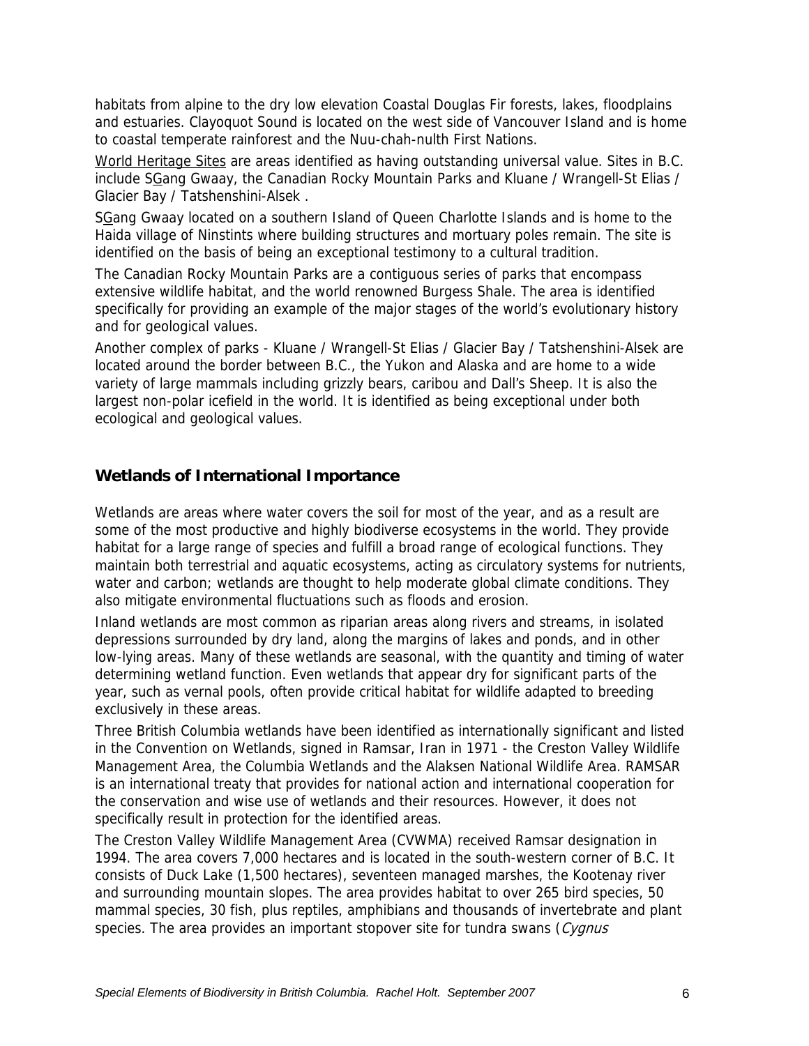habitats from alpine to the dry low elevation Coastal Douglas Fir forests, lakes, floodplains and estuaries. Clayoquot Sound is located on the west side of Vancouver Island and is home to coastal temperate rainforest and the Nuu-chah-nulth First Nations.

World Heritage Sites are areas identified as having outstanding universal value. Sites in B.C. include SGang Gwaay, the Canadian Rocky Mountain Parks and Kluane / Wrangell-St Elias / Glacier Bay / Tatshenshini-Alsek .

SGang Gwaay located on a southern Island of Queen Charlotte Islands and is home to the Haida village of Ninstints where building structures and mortuary poles remain. The site is identified on the basis of being an exceptional testimony to a cultural tradition.

The Canadian Rocky Mountain Parks are a contiguous series of parks that encompass extensive wildlife habitat, and the world renowned Burgess Shale. The area is identified specifically for providing an example of the major stages of the world's evolutionary history and for geological values.

Another complex of parks - Kluane / Wrangell-St Elias / Glacier Bay / Tatshenshini-Alsek are located around the border between B.C., the Yukon and Alaska and are home to a wide variety of large mammals including grizzly bears, caribou and Dall's Sheep. It is also the largest non-polar icefield in the world. It is identified as being exceptional under both ecological and geological values.

## Wetlands of International Importance

Wetlands are areas where water covers the soil for most of the year, and as a result are some of the most productive and highly biodiverse ecosystems in the world. They provide habitat for a large range of species and fulfill a broad range of ecological functions. They maintain both terrestrial and aquatic ecosystems, acting as circulatory systems for nutrients, water and carbon; wetlands are thought to help moderate global climate conditions. They also mitigate environmental fluctuations such as floods and erosion.

Inland wetlands are most common as riparian areas along rivers and streams, in isolated depressions surrounded by dry land, along the margins of lakes and ponds, and in other low-lying areas. Many of these wetlands are seasonal, with the quantity and timing of water determining wetland function. Even wetlands that appear dry for significant parts of the year, such as vernal pools, often provide critical habitat for wildlife adapted to breeding exclusively in these areas.

Three British Columbia wetlands have been identified as internationally significant and listed in the Convention on Wetlands, signed in Ramsar, Iran in 1971 - the Creston Valley Wildlife Management Area, the Columbia Wetlands and the Alaksen National Wildlife Area. RAMSAR is an international treaty that provides for national action and international cooperation for the conservation and wise use of wetlands and their resources. However, it does not specifically result in protection for the identified areas.

The Creston Valley Wildlife Management Area (CVWMA) received Ramsar designation in 1994. The area covers 7,000 hectares and is located in the south-western corner of B.C. It consists of Duck Lake (1,500 hectares), seventeen managed marshes, the Kootenay river and surrounding mountain slopes. The area provides habitat to over 265 bird species, 50 mammal species, 30 fish, plus reptiles, amphibians and thousands of invertebrate and plant species. The area provides an important stopover site for tundra swans (*Cygnus*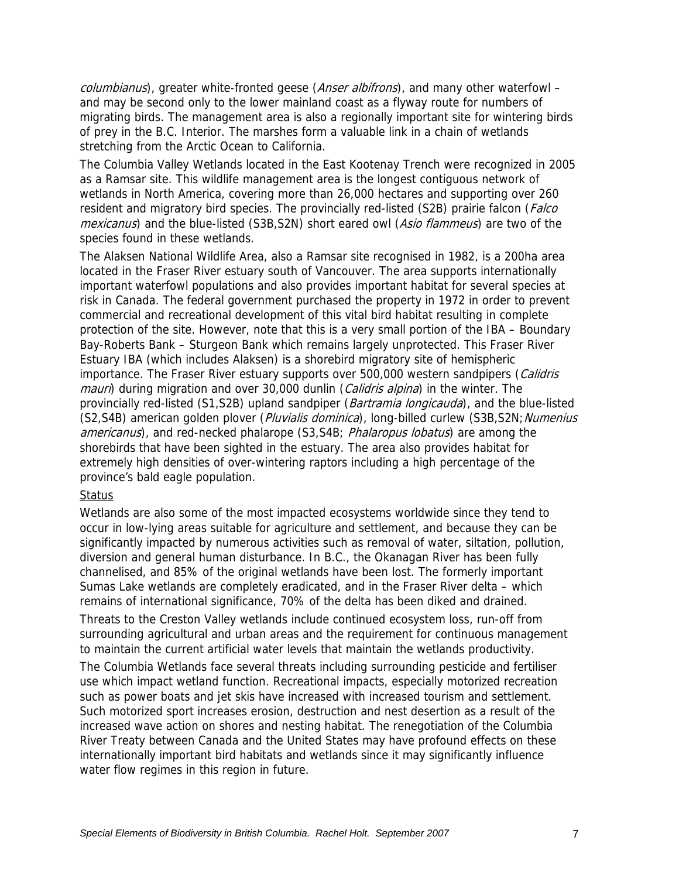*columbianus*), greater white-fronted geese (*Anser albifrons*), and many other waterfowl – and may be second only to the lower mainland coast as a flyway route for numbers of migrating birds. The management area is also a regionally important site for wintering birds of prey in the B.C. Interior. The marshes form a valuable link in a chain of wetlands stretching from the Arctic Ocean to California.

The Columbia Valley Wetlands located in the East Kootenay Trench were recognized in 2005 as a Ramsar site. This wildlife management area is the longest contiguous network of wetlands in North America, covering more than 26,000 hectares and supporting over 260 resident and migratory bird species. The provincially red-listed (S2B) prairie falcon (*Falco mexicanus*) and the blue-listed (S3B,S2N) short eared owl (*Asio flammeus*) are two of the species found in these wetlands.

The Alaksen National Wildlife Area, also a Ramsar site recognised in 1982, is a 200ha area located in the Fraser River estuary south of Vancouver. The area supports internationally important waterfowl populations and also provides important habitat for several species at risk in Canada. The federal government purchased the property in 1972 in order to prevent commercial and recreational development of this vital bird habitat resulting in complete protection of the site. However, note that this is a very small portion of the IBA – Boundary Bay-Roberts Bank – Sturgeon Bank which remains largely unprotected. This Fraser River Estuary IBA (which includes Alaksen) is a shorebird migratory site of hemispheric importance. The Fraser River estuary supports over 500,000 western sandpipers (*Calidris mauri*) during migration and over 30,000 dunlin (*Calidris alpina*) in the winter. The provincially red-listed (S1,S2B) upland sandpiper (*Bartramia longicauda*), and the blue-listed (S2,S4B) american golden plover (*Pluvialis dominica*), long-billed curlew (S3B,S2N; *Numenius americanus*), and red-necked phalarope (S3,S4B; *Phalaropus lobatus*) are among the shorebirds that have been sighted in the estuary. The area also provides habitat for extremely high densities of over-wintering raptors including a high percentage of the province's bald eagle population.

Status

Wetlands are also some of the most impacted ecosystems worldwide since they tend to occur in low-lying areas suitable for agriculture and settlement, and because they can be significantly impacted by numerous activities such as removal of water, siltation, pollution, diversion and general human disturbance. In B.C., the Okanagan River has been fully channelised, and 85% of the original wetlands have been lost. The formerly important Sumas Lake wetlands are completely eradicated, and in the Fraser River delta – which remains of international significance, 70% of the delta has been diked and drained.

Threats to the Creston Valley wetlands include continued ecosystem loss, run-off from surrounding agricultural and urban areas and the requirement for continuous management to maintain the current artificial water levels that maintain the wetlands productivity.

The Columbia Wetlands face several threats including surrounding pesticide and fertiliser use which impact wetland function. Recreational impacts, especially motorized recreation such as power boats and jet skis have increased with increased tourism and settlement. Such motorized sport increases erosion, destruction and nest desertion as a result of the increased wave action on shores and nesting habitat. The renegotiation of the Columbia River Treaty between Canada and the United States may have profound effects on these internationally important bird habitats and wetlands since it may significantly influence water flow regimes in this region in future.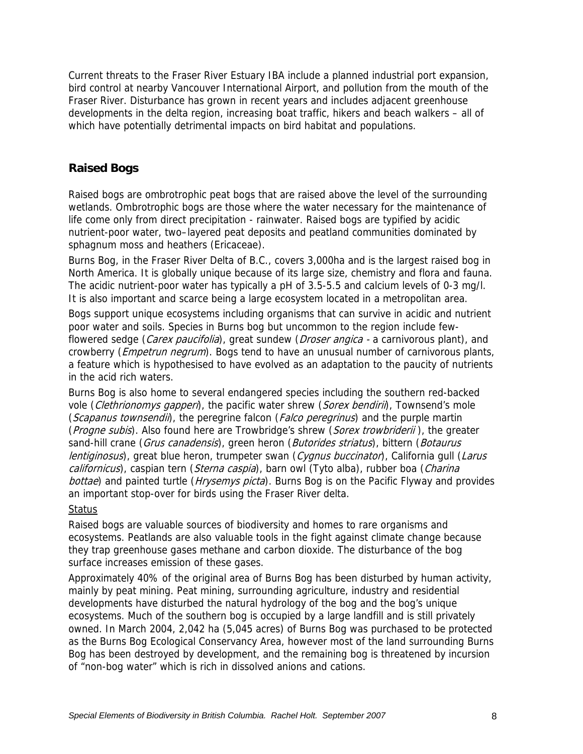Current threats to the Fraser River Estuary IBA include a planned industrial port expansion, bird control at nearby Vancouver International Airport, and pollution from the mouth of the Fraser River. Disturbance has grown in recent years and includes adjacent greenhouse developments in the delta region, increasing boat traffic, hikers and beach walkers – all of which have potentially detrimental impacts on bird habitat and populations.

## Raised Bogs

Raised bogs are ombrotrophic peat bogs that are raised above the level of the surrounding wetlands. Ombrotrophic bogs are those where the water necessary for the maintenance of life come only from direct precipitation - rainwater. Raised bogs are typified by acidic nutrient-poor water, two–layered peat deposits and peatland communities dominated by sphagnum moss and heathers (Ericaceae).

Burns Bog, in the Fraser River Delta of B.C., covers 3,000ha and is the largest raised bog in North America. It is globally unique because of its large size, chemistry and flora and fauna. The acidic nutrient-poor water has typically a pH of 3.5-5.5 and calcium levels of 0-3 mg/l. It is also important and scarce being a large ecosystem located in a metropolitan area.

Bogs support unique ecosystems including organisms that can survive in acidic and nutrient poor water and soils. Species in Burns bog but uncommon to the region include few-flowered sedge (*Carex paucifolia*), great sundew (*Droser angica* - a carnivorous plant), and crowberry (*Empetrun negrum*). Bogs tend to have an unusual number of carnivorous plants, a feature which is hypothesised to have evolved as an adaptation to the paucity of nutrients in the acid rich waters.

Burns Bog is also home to several endangered species including the southern red-backed vole (*Clethrionomys gapperi*), the pacific water shrew (*Sorex bendirii*), Townsend's mole (*Scapanus townsendii*), the peregrine falcon (*Falco peregrinus*) and the purple martin (*Progne subis*). Also found here are Trowbridge's shrew (*Sorex trowbriderii* ), the greater sand-hill crane (*Grus canadensis*), green heron (*Butorides striatus*), bittern (*Botaurus lentiginosus*), great blue heron, trumpeter swan (*Cygnus buccinator*), California gull (*Larus californicus*), caspian tern (*Sterna caspia*), barn owl (Tyto alba), rubber boa (*Charina bottae*) and painted turtle (*Hrysemys picta*). Burns Bog is on the Pacific Flyway and provides an important stop-over for birds using the Fraser River delta.

Status

Raised bogs are valuable sources of biodiversity and homes to rare organisms and ecosystems. Peatlands are also valuable tools in the fight against climate change because they trap greenhouse gases methane and carbon dioxide. The disturbance of the bog surface increases emission of these gases.

Approximately 40% of the original area of Burns Bog has been disturbed by human activity, mainly by peat mining. Peat mining, surrounding agriculture, industry and residential developments have disturbed the natural hydrology of the bog and the bog's unique ecosystems. Much of the southern bog is occupied by a large landfill and is still privately owned. In March 2004, 2,042 ha (5,045 acres) of Burns Bog was purchased to be protected as the Burns Bog Ecological Conservancy Area, however most of the land surrounding Burns Bog has been destroyed by development, and the remaining bog is threatened by incursion of "non-bog water" which is rich in dissolved anions and cations.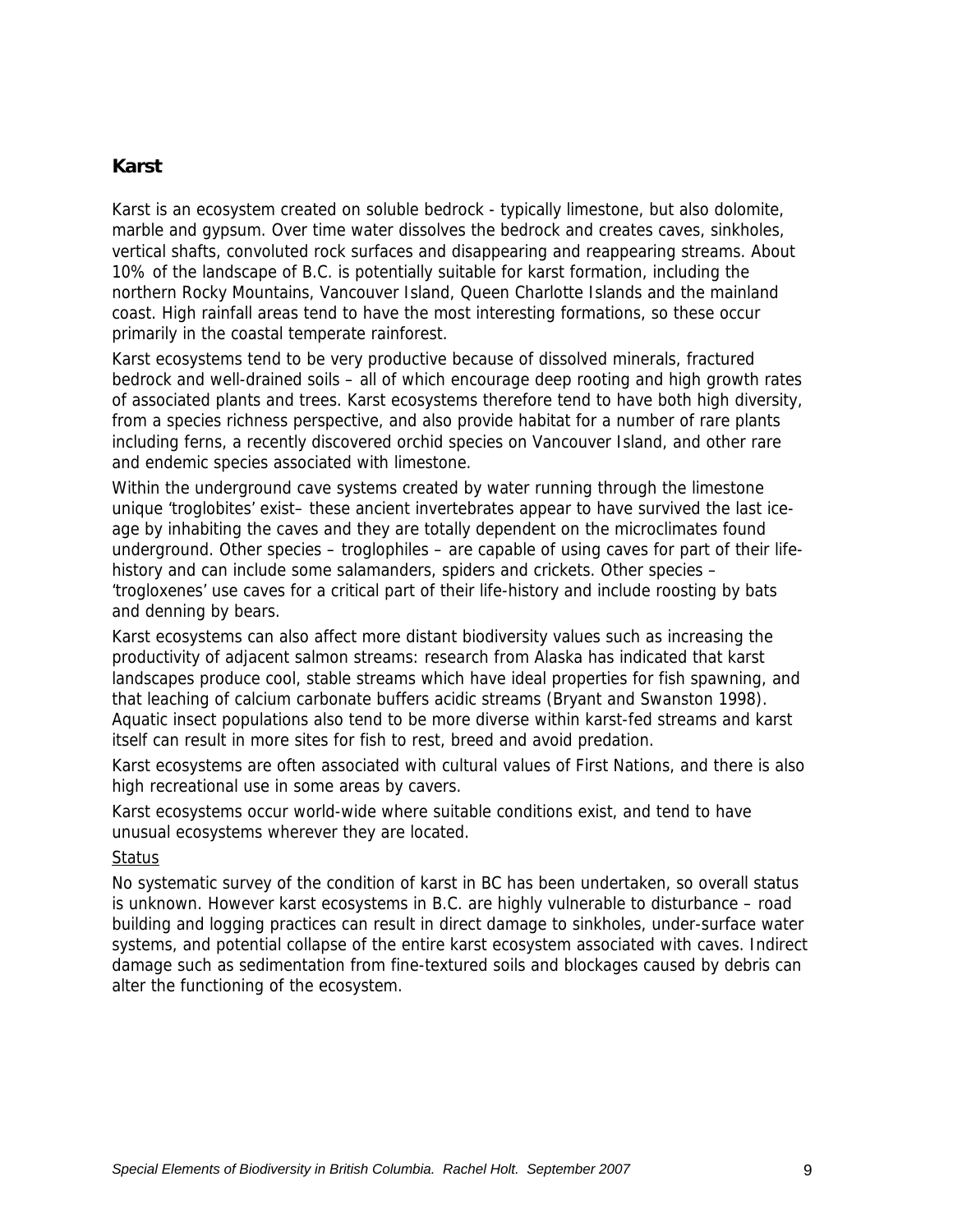## Karst

Karst is an ecosystem created on soluble bedrock - typically limestone, but also dolomite, marble and gypsum. Over time water dissolves the bedrock and creates caves, sinkholes, vertical shafts, convoluted rock surfaces and disappearing and reappearing streams. About 10% of the landscape of B.C. is potentially suitable for karst formation, including the northern Rocky Mountains, Vancouver Island, Queen Charlotte Islands and the mainland coast. High rainfall areas tend to have the most interesting formations, so these occur primarily in the coastal temperate rainforest.

Karst ecosystems tend to be very productive because of dissolved minerals, fractured bedrock and well-drained soils – all of which encourage deep rooting and high growth rates of associated plants and trees. Karst ecosystems therefore tend to have both high diversity, from a species richness perspective, and also provide habitat for a number of rare plants including ferns, a recently discovered orchid species on Vancouver Island, and other rare and endemic species associated with limestone.

Within the underground cave systems created by water running through the limestone unique 'troglobites' exist– these ancient invertebrates appear to have survived the last ice-age by inhabiting the caves and they are totally dependent on the microclimates found underground. Other species – troglophiles – are capable of using caves for part of their life-history and can include some salamanders, spiders and crickets. Other species – 'trogloxenes' use caves for a critical part of their life-history and include roosting by bats and denning by bears.

Karst ecosystems can also affect more distant biodiversity values such as increasing the productivity of adjacent salmon streams: research from Alaska has indicated that karst landscapes produce cool, stable streams which have ideal properties for fish spawning, and that leaching of calcium carbonate buffers acidic streams (Bryant and Swanston 1998). Aquatic insect populations also tend to be more diverse within karst-fed streams and karst itself can result in more sites for fish to rest, breed and avoid predation.

Karst ecosystems are often associated with cultural values of First Nations, and there is also high recreational use in some areas by cavers.

Karst ecosystems occur world-wide where suitable conditions exist, and tend to have unusual ecosystems wherever they are located.

<u>Status</u>

No systematic survey of the condition of karst in BC has been undertaken, so overall status is unknown. However karst ecosystems in B.C. are highly vulnerable to disturbance – road building and logging practices can result in direct damage to sinkholes, under-surface water systems, and potential collapse of the entire karst ecosystem associated with caves. Indirect damage such as sedimentation from fine-textured soils and blockages caused by debris can alter the functioning of the ecosystem.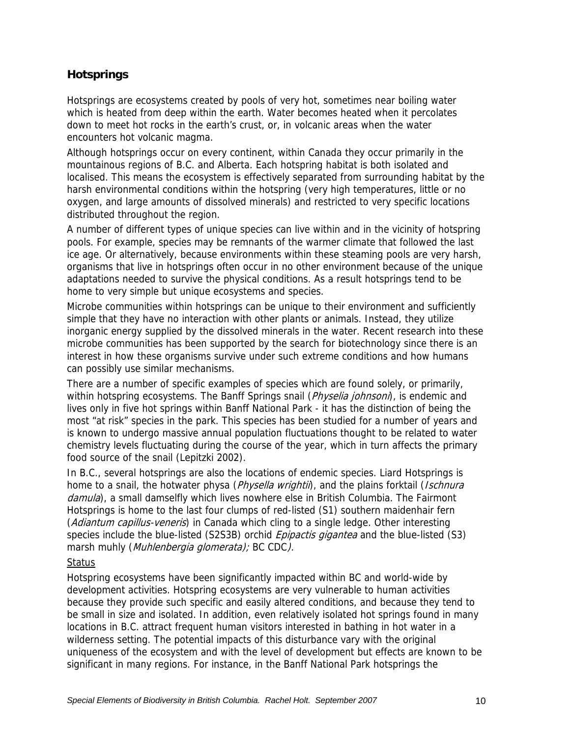## Hotsprings

Hotsprings are ecosystems created by pools of very hot, sometimes near boiling water which is heated from deep within the earth. Water becomes heated when it percolates down to meet hot rocks in the earth's crust, or, in volcanic areas when the water encounters hot volcanic magma.

Although hotsprings occur on every continent, within Canada they occur primarily in the mountainous regions of B.C. and Alberta. Each hotspring habitat is both isolated and localised. This means the ecosystem is effectively separated from surrounding habitat by the harsh environmental conditions within the hotspring (very high temperatures, little or no oxygen, and large amounts of dissolved minerals) and restricted to very specific locations distributed throughout the region.

A number of different types of unique species can live within and in the vicinity of hotspring pools. For example, species may be remnants of the warmer climate that followed the last ice age. Or alternatively, because environments within these steaming pools are very harsh, organisms that live in hotsprings often occur in no other environment because of the unique adaptations needed to survive the physical conditions. As a result hotsprings tend to be home to very simple but unique ecosystems and species.

Microbe communities within hotsprings can be unique to their environment and sufficiently simple that they have no interaction with other plants or animals. Instead, they utilize inorganic energy supplied by the dissolved minerals in the water. Recent research into these microbe communities has been supported by the search for biotechnology since there is an interest in how these organisms survive under such extreme conditions and how humans can possibly use similar mechanisms.

There are a number of specific examples of species which are found solely, or primarily, within hotspring ecosystems. The Banff Springs snail (*Physelia johnsoni*), is endemic and lives only in five hot springs within Banff National Park - it has the distinction of being the most "at risk" species in the park. This species has been studied for a number of years and is known to undergo massive annual population fluctuations thought to be related to water chemistry levels fluctuating during the course of the year, which in turn affects the primary food source of the snail (Lepitzki 2002).

In B.C., several hotsprings are also the locations of endemic species. Liard Hotsprings is home to a snail, the hotwater physa (*Physella wrightii*), and the plains forktail (*Ischnura damula*), a small damselfly which lives nowhere else in British Columbia. The Fairmont Hotsprings is home to the last four clumps of red-listed (S1) southern maidenhair fern (*Adiantum capillus-veneris*) in Canada which cling to a single ledge. Other interesting species include the blue-listed (S2S3B) orchid *Epipactis gigantea* and the blue-listed (S3) marsh muhly (*Muhlenbergia glomerata); BC CDC).*

Status

Hotspring ecosystems have been significantly impacted within BC and world-wide by development activities. Hotspring ecosystems are very vulnerable to human activities because they provide such specific and easily altered conditions, and because they tend to be small in size and isolated. In addition, even relatively isolated hot springs found in many locations in B.C. attract frequent human visitors interested in bathing in hot water in a wilderness setting. The potential impacts of this disturbance vary with the original uniqueness of the ecosystem and with the level of development but effects are known to be significant in many regions. For instance, in the Banff National Park hotsprings the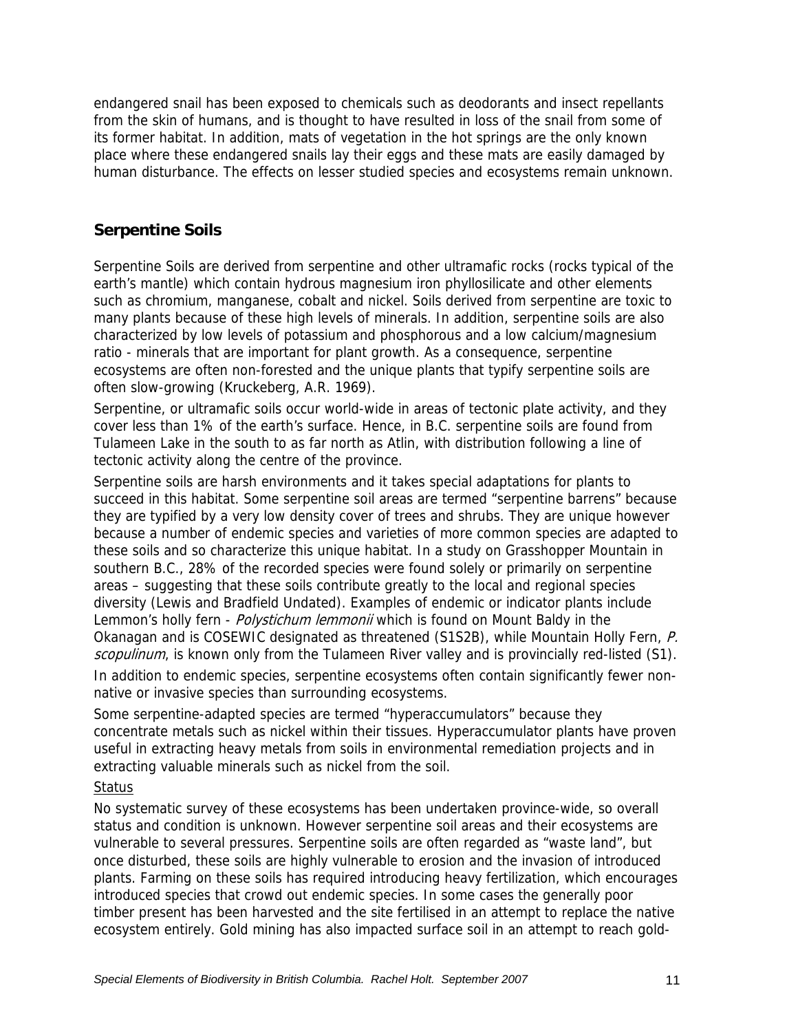endangered snail has been exposed to chemicals such as deodorants and insect repellants from the skin of humans, and is thought to have resulted in loss of the snail from some of its former habitat. In addition, mats of vegetation in the hot springs are the only known place where these endangered snails lay their eggs and these mats are easily damaged by human disturbance. The effects on lesser studied species and ecosystems remain unknown.

## Serpentine Soils

Serpentine Soils are derived from serpentine and other ultramafic rocks (rocks typical of the earth's mantle) which contain hydrous magnesium iron phyllosilicate and other elements such as chromium, manganese, cobalt and nickel. Soils derived from serpentine are toxic to many plants because of these high levels of minerals. In addition, serpentine soils are also characterized by low levels of potassium and phosphorous and a low calcium/magnesium ratio - minerals that are important for plant growth. As a consequence, serpentine ecosystems are often non-forested and the unique plants that typify serpentine soils are often slow-growing (Kruckeberg, A.R. 1969).

Serpentine, or ultramafic soils occur world-wide in areas of tectonic plate activity, and they cover less than 1% of the earth's surface. Hence, in B.C. serpentine soils are found from Tulameen Lake in the south to as far north as Atlin, with distribution following a line of tectonic activity along the centre of the province.

Serpentine soils are harsh environments and it takes special adaptations for plants to succeed in this habitat. Some serpentine soil areas are termed "serpentine barrens" because they are typified by a very low density cover of trees and shrubs. They are unique however because a number of endemic species and varieties of more common species are adapted to these soils and so characterize this unique habitat. In a study on Grasshopper Mountain in southern B.C., 28% of the recorded species were found solely or primarily on serpentine areas – suggesting that these soils contribute greatly to the local and regional species diversity (Lewis and Bradfield Undated). Examples of endemic or indicator plants include Lemmon's holly fern - *Polystichum lemmonii* which is found on Mount Baldy in the Okanagan and is COSEWIC designated as threatened (S1S2B), while Mountain Holly Fern, *P. scopulinum*, is known only from the Tulameen River valley and is provincially red-listed (S1).

In addition to endemic species, serpentine ecosystems often contain significantly fewer non-native or invasive species than surrounding ecosystems.

Some serpentine-adapted species are termed "hyperaccumulators" because they concentrate metals such as nickel within their tissues. Hyperaccumulator plants have proven useful in extracting heavy metals from soils in environmental remediation projects and in extracting valuable minerals such as nickel from the soil.

<u>Status</u>

No systematic survey of these ecosystems has been undertaken province-wide, so overall status and condition is unknown. However serpentine soil areas and their ecosystems are vulnerable to several pressures. Serpentine soils are often regarded as "waste land", but once disturbed, these soils are highly vulnerable to erosion and the invasion of introduced plants. Farming on these soils has required introducing heavy fertilization, which encourages introduced species that crowd out endemic species. In some cases the generally poor timber present has been harvested and the site fertilised in an attempt to replace the native ecosystem entirely. Gold mining has also impacted surface soil in an attempt to reach gold-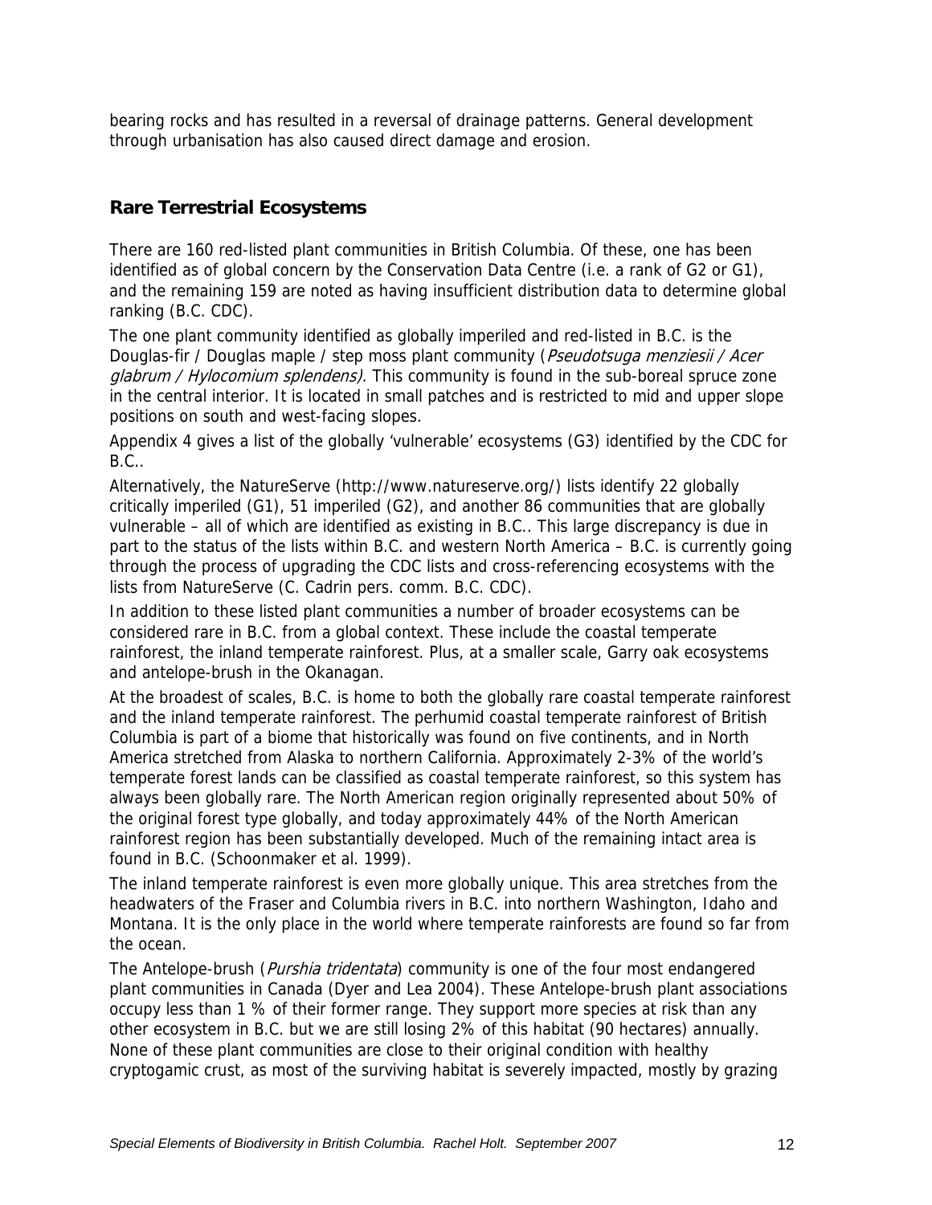bearing rocks and has resulted in a reversal of drainage patterns. General development through urbanisation has also caused direct damage and erosion.

## Rare Terrestrial Ecosystems

There are 160 red-listed plant communities in British Columbia. Of these, one has been identified as of global concern by the Conservation Data Centre (i.e. a rank of G2 or G1), and the remaining 159 are noted as having insufficient distribution data to determine global ranking (B.C. CDC).

The one plant community identified as globally imperiled and red-listed in B.C. is the Douglas-fir / Douglas maple / step moss plant community (*Pseudotsuga menziesii / Acer glabrum / Hylocomium splendens)*. This community is found in the sub-boreal spruce zone in the central interior. It is located in small patches and is restricted to mid and upper slope positions on south and west-facing slopes.

Appendix 4 gives a list of the globally 'vulnerable' ecosystems (G3) identified by the CDC for B.C..

Alternatively, the NatureServe (http://www.natureserve.org/) lists identify 22 globally critically imperiled (G1), 51 imperiled (G2), and another 86 communities that are globally vulnerable – all of which are identified as existing in B.C.. This large discrepancy is due in part to the status of the lists within B.C. and western North America – B.C. is currently going through the process of upgrading the CDC lists and cross-referencing ecosystems with the lists from NatureServe (C. Cadrin pers. comm. B.C. CDC).

In addition to these listed plant communities a number of broader ecosystems can be considered rare in B.C. from a global context. These include the coastal temperate rainforest, the inland temperate rainforest. Plus, at a smaller scale, Garry oak ecosystems and antelope-brush in the Okanagan.

At the broadest of scales, B.C. is home to both the globally rare coastal temperate rainforest and the inland temperate rainforest. The perhumid coastal temperate rainforest of British Columbia is part of a biome that historically was found on five continents, and in North America stretched from Alaska to northern California. Approximately 2-3% of the world's temperate forest lands can be classified as coastal temperate rainforest, so this system has always been globally rare. The North American region originally represented about 50% of the original forest type globally, and today approximately 44% of the North American rainforest region has been substantially developed. Much of the remaining intact area is found in B.C. (Schoonmaker et al. 1999).

The inland temperate rainforest is even more globally unique. This area stretches from the headwaters of the Fraser and Columbia rivers in B.C. into northern Washington, Idaho and Montana. It is the only place in the world where temperate rainforests are found so far from the ocean.

The Antelope-brush (*Purshia tridentata*) community is one of the four most endangered plant communities in Canada (Dyer and Lea 2004). These Antelope-brush plant associations occupy less than 1 % of their former range. They support more species at risk than any other ecosystem in B.C. but we are still losing 2% of this habitat (90 hectares) annually. None of these plant communities are close to their original condition with healthy cryptogamic crust, as most of the surviving habitat is severely impacted, mostly by grazing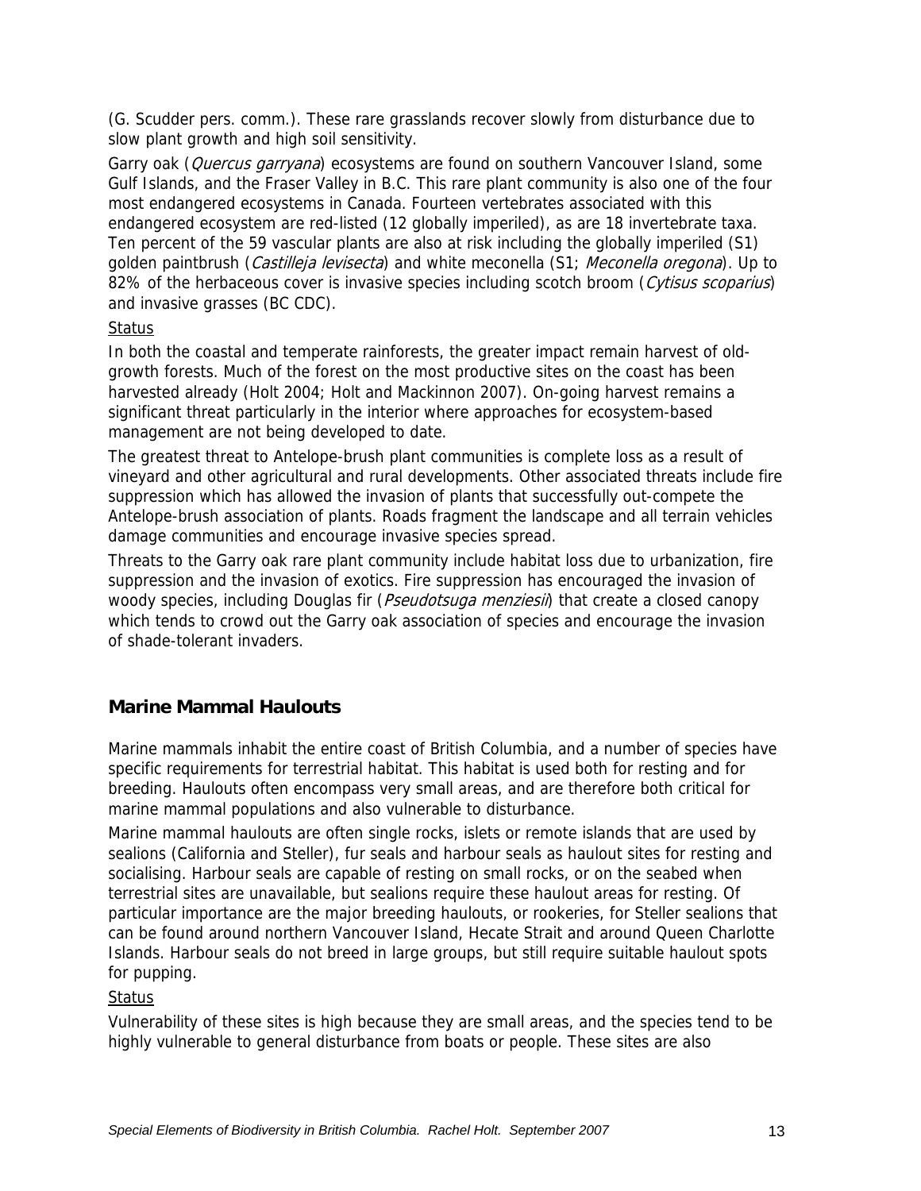(G. Scudder pers. comm.). These rare grasslands recover slowly from disturbance due to slow plant growth and high soil sensitivity.

Garry oak (*Quercus garryana*) ecosystems are found on southern Vancouver Island, some Gulf Islands, and the Fraser Valley in B.C. This rare plant community is also one of the four most endangered ecosystems in Canada. Fourteen vertebrates associated with this endangered ecosystem are red-listed (12 globally imperiled), as are 18 invertebrate taxa. Ten percent of the 59 vascular plants are also at risk including the globally imperiled (S1) golden paintbrush (*Castilleja levisecta*) and white meconella (S1; *Meconella oregona*). Up to 82% of the herbaceous cover is invasive species including scotch broom (*Cytisus scoparius*) and invasive grasses (BC CDC).

<u>Status</u>

In both the coastal and temperate rainforests, the greater impact remain harvest of old-growth forests. Much of the forest on the most productive sites on the coast has been harvested already (Holt 2004; Holt and Mackinnon 2007). On-going harvest remains a significant threat particularly in the interior where approaches for ecosystem-based management are not being developed to date.

The greatest threat to Antelope-brush plant communities is complete loss as a result of vineyard and other agricultural and rural developments. Other associated threats include fire suppression which has allowed the invasion of plants that successfully out-compete the Antelope-brush association of plants. Roads fragment the landscape and all terrain vehicles damage communities and encourage invasive species spread.

Threats to the Garry oak rare plant community include habitat loss due to urbanization, fire suppression and the invasion of exotics. Fire suppression has encouraged the invasion of woody species, including Douglas fir (*Pseudotsuga menziesii*) that create a closed canopy which tends to crowd out the Garry oak association of species and encourage the invasion of shade-tolerant invaders.

## Marine Mammal Haulouts

Marine mammals inhabit the entire coast of British Columbia, and a number of species have specific requirements for terrestrial habitat. This habitat is used both for resting and for breeding. Haulouts often encompass very small areas, and are therefore both critical for marine mammal populations and also vulnerable to disturbance.

Marine mammal haulouts are often single rocks, islets or remote islands that are used by sealions (California and Steller), fur seals and harbour seals as haulout sites for resting and socialising. Harbour seals are capable of resting on small rocks, or on the seabed when terrestrial sites are unavailable, but sealions require these haulout areas for resting. Of particular importance are the major breeding haulouts, or rookeries, for Steller sealions that can be found around northern Vancouver Island, Hecate Strait and around Queen Charlotte Islands. Harbour seals do not breed in large groups, but still require suitable haulout spots for pupping.

<u>Status</u>

Vulnerability of these sites is high because they are small areas, and the species tend to be highly vulnerable to general disturbance from boats or people. These sites are also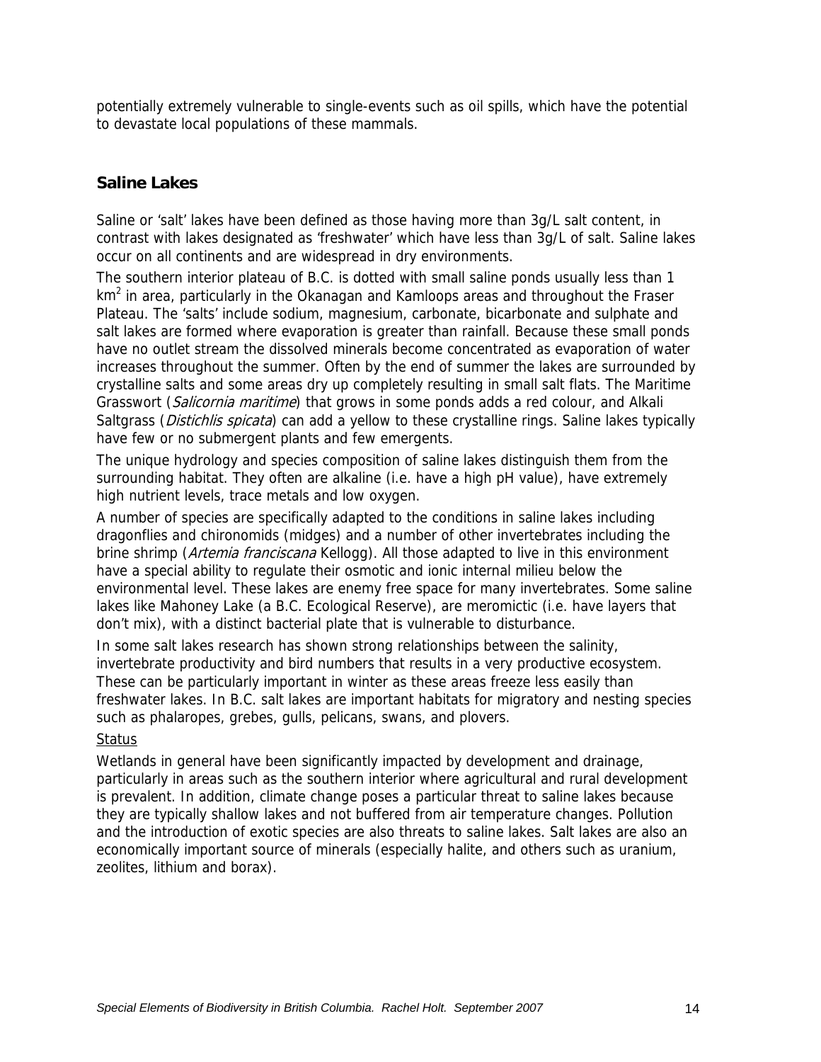potentially extremely vulnerable to single-events such as oil spills, which have the potential to devastate local populations of these mammals.

## Saline Lakes

Saline or 'salt' lakes have been defined as those having more than 3g/L salt content, in contrast with lakes designated as 'freshwater' which have less than 3g/L of salt. Saline lakes occur on all continents and are widespread in dry environments.

The southern interior plateau of B.C. is dotted with small saline ponds usually less than 1 $km^2$ in area, particularly in the Okanagan and Kamloops areas and throughout the Fraser Plateau. The 'salts' include sodium, magnesium, carbonate, bicarbonate and sulphate and salt lakes are formed where evaporation is greater than rainfall. Because these small ponds have no outlet stream the dissolved minerals become concentrated as evaporation of water increases throughout the summer. Often by the end of summer the lakes are surrounded by crystalline salts and some areas dry up completely resulting in small salt flats. The Maritime Grasswort (*Salicornia maritime*) that grows in some ponds adds a red colour, and Alkali Saltgrass (*Distichlis spicata*) can add a yellow to these crystalline rings. Saline lakes typically have few or no submergent plants and few emergents.

The unique hydrology and species composition of saline lakes distinguish them from the surrounding habitat. They often are alkaline (i.e. have a high pH value), have extremely high nutrient levels, trace metals and low oxygen.

A number of species are specifically adapted to the conditions in saline lakes including dragonflies and chironomids (midges) and a number of other invertebrates including the brine shrimp (*Artemia franciscana* Kellogg). All those adapted to live in this environment have a special ability to regulate their osmotic and ionic internal milieu below the environmental level. These lakes are enemy free space for many invertebrates. Some saline lakes like Mahoney Lake (a B.C. Ecological Reserve), are meromictic (i.e. have layers that don't mix), with a distinct bacterial plate that is vulnerable to disturbance.

In some salt lakes research has shown strong relationships between the salinity, invertebrate productivity and bird numbers that results in a very productive ecosystem. These can be particularly important in winter as these areas freeze less easily than freshwater lakes. In B.C. salt lakes are important habitats for migratory and nesting species such as phalaropes, grebes, gulls, pelicans, swans, and plovers.

Status

Wetlands in general have been significantly impacted by development and drainage, particularly in areas such as the southern interior where agricultural and rural development is prevalent. In addition, climate change poses a particular threat to saline lakes because they are typically shallow lakes and not buffered from air temperature changes. Pollution and the introduction of exotic species are also threats to saline lakes. Salt lakes are also an economically important source of minerals (especially halite, and others such as uranium, zeolites, lithium and borax).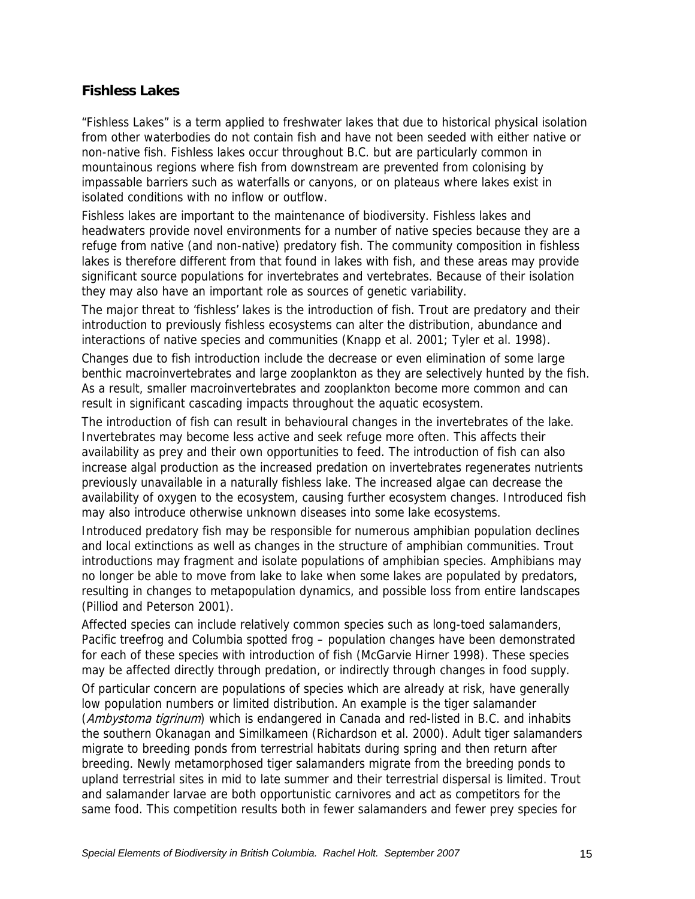## Fishless Lakes

"Fishless Lakes" is a term applied to freshwater lakes that due to historical physical isolation from other waterbodies do not contain fish and have not been seeded with either native or non-native fish. Fishless lakes occur throughout B.C. but are particularly common in mountainous regions where fish from downstream are prevented from colonising by impassable barriers such as waterfalls or canyons, or on plateaus where lakes exist in isolated conditions with no inflow or outflow.

Fishless lakes are important to the maintenance of biodiversity. Fishless lakes and headwaters provide novel environments for a number of native species because they are a refuge from native (and non-native) predatory fish. The community composition in fishless lakes is therefore different from that found in lakes with fish, and these areas may provide significant source populations for invertebrates and vertebrates. Because of their isolation they may also have an important role as sources of genetic variability.

The major threat to 'fishless' lakes is the introduction of fish. Trout are predatory and their introduction to previously fishless ecosystems can alter the distribution, abundance and interactions of native species and communities (Knapp et al. 2001; Tyler et al. 1998).

Changes due to fish introduction include the decrease or even elimination of some large benthic macroinvertebrates and large zooplankton as they are selectively hunted by the fish. As a result, smaller macroinvertebrates and zooplankton become more common and can result in significant cascading impacts throughout the aquatic ecosystem.

The introduction of fish can result in behavioural changes in the invertebrates of the lake. Invertebrates may become less active and seek refuge more often. This affects their availability as prey and their own opportunities to feed. The introduction of fish can also increase algal production as the increased predation on invertebrates regenerates nutrients previously unavailable in a naturally fishless lake. The increased algae can decrease the availability of oxygen to the ecosystem, causing further ecosystem changes. Introduced fish may also introduce otherwise unknown diseases into some lake ecosystems.

Introduced predatory fish may be responsible for numerous amphibian population declines and local extinctions as well as changes in the structure of amphibian communities. Trout introductions may fragment and isolate populations of amphibian species. Amphibians may no longer be able to move from lake to lake when some lakes are populated by predators, resulting in changes to metapopulation dynamics, and possible loss from entire landscapes (Pilliod and Peterson 2001).

Affected species can include relatively common species such as long-toed salamanders, Pacific treefrog and Columbia spotted frog – population changes have been demonstrated for each of these species with introduction of fish (McGarvie Hirner 1998). These species may be affected directly through predation, or indirectly through changes in food supply.

Of particular concern are populations of species which are already at risk, have generally low population numbers or limited distribution. An example is the tiger salamander (*Ambystoma tigrinum*) which is endangered in Canada and red-listed in B.C. and inhabits the southern Okanagan and Similkameen (Richardson et al. 2000). Adult tiger salamanders migrate to breeding ponds from terrestrial habitats during spring and then return after breeding. Newly metamorphosed tiger salamanders migrate from the breeding ponds to upland terrestrial sites in mid to late summer and their terrestrial dispersal is limited. Trout and salamander larvae are both opportunistic carnivores and act as competitors for the same food. This competition results both in fewer salamanders and fewer prey species for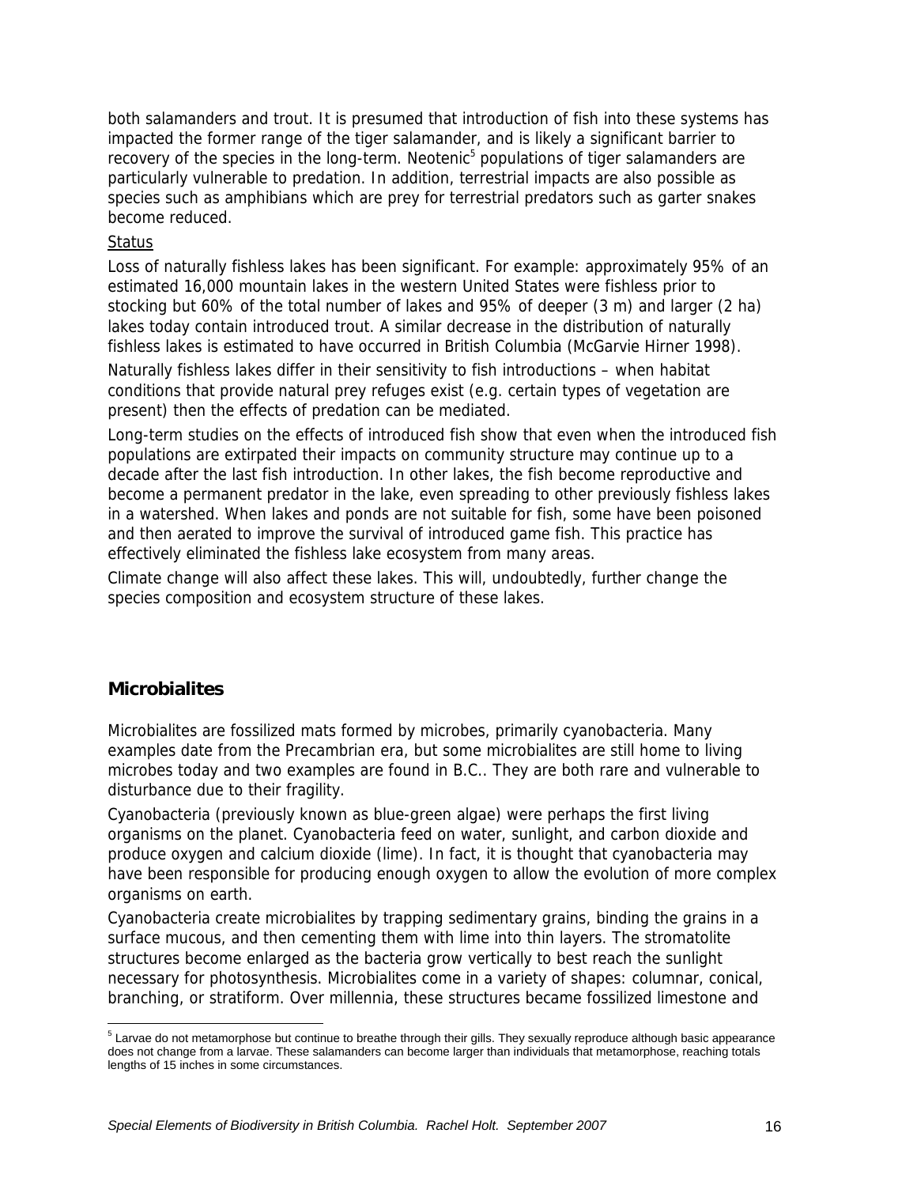both salamanders and trout. It is presumed that introduction of fish into these systems has impacted the former range of the tiger salamander, and is likely a significant barrier to recovery of the species in the long-term. Neotenic[5] populations of tiger salamanders are particularly vulnerable to predation. In addition, terrestrial impacts are also possible as species such as amphibians which are prey for terrestrial predators such as garter snakes become reduced.

Status

Loss of naturally fishless lakes has been significant. For example: approximately 95% of an estimated 16,000 mountain lakes in the western United States were fishless prior to stocking but 60% of the total number of lakes and 95% of deeper (3 m) and larger (2 ha) lakes today contain introduced trout. A similar decrease in the distribution of naturally fishless lakes is estimated to have occurred in British Columbia (McGarvie Hirner 1998).

Naturally fishless lakes differ in their sensitivity to fish introductions – when habitat conditions that provide natural prey refuges exist (e.g. certain types of vegetation are present) then the effects of predation can be mediated.

Long-term studies on the effects of introduced fish show that even when the introduced fish populations are extirpated their impacts on community structure may continue up to a decade after the last fish introduction. In other lakes, the fish become reproductive and become a permanent predator in the lake, even spreading to other previously fishless lakes in a watershed. When lakes and ponds are not suitable for fish, some have been poisoned and then aerated to improve the survival of introduced game fish. This practice has effectively eliminated the fishless lake ecosystem from many areas.

Climate change will also affect these lakes. This will, undoubtedly, further change the species composition and ecosystem structure of these lakes.

## Microbialites

Microbialites are fossilized mats formed by microbes, primarily cyanobacteria. Many examples date from the Precambrian era, but some microbialites are still home to living microbes today and two examples are found in B.C.. They are both rare and vulnerable to disturbance due to their fragility.

Cyanobacteria (previously known as blue-green algae) were perhaps the first living organisms on the planet. Cyanobacteria feed on water, sunlight, and carbon dioxide and produce oxygen and calcium dioxide (lime). In fact, it is thought that cyanobacteria may have been responsible for producing enough oxygen to allow the evolution of more complex organisms on earth.

Cyanobacteria create microbialites by trapping sedimentary grains, binding the grains in a surface mucous, and then cementing them with lime into thin layers. The stromatolite structures become enlarged as the bacteria grow vertically to best reach the sunlight necessary for photosynthesis. Microbialites come in a variety of shapes: columnar, conical, branching, or stratiform. Over millennia, these structures became fossilized limestone and

[5] Larvae do not metamorphose but continue to breathe through their gills. They sexually reproduce although basic appearance does not change from a larvae. These salamanders can become larger than individuals that metamorphose, reaching totals lengths of 15 inches in some circumstances.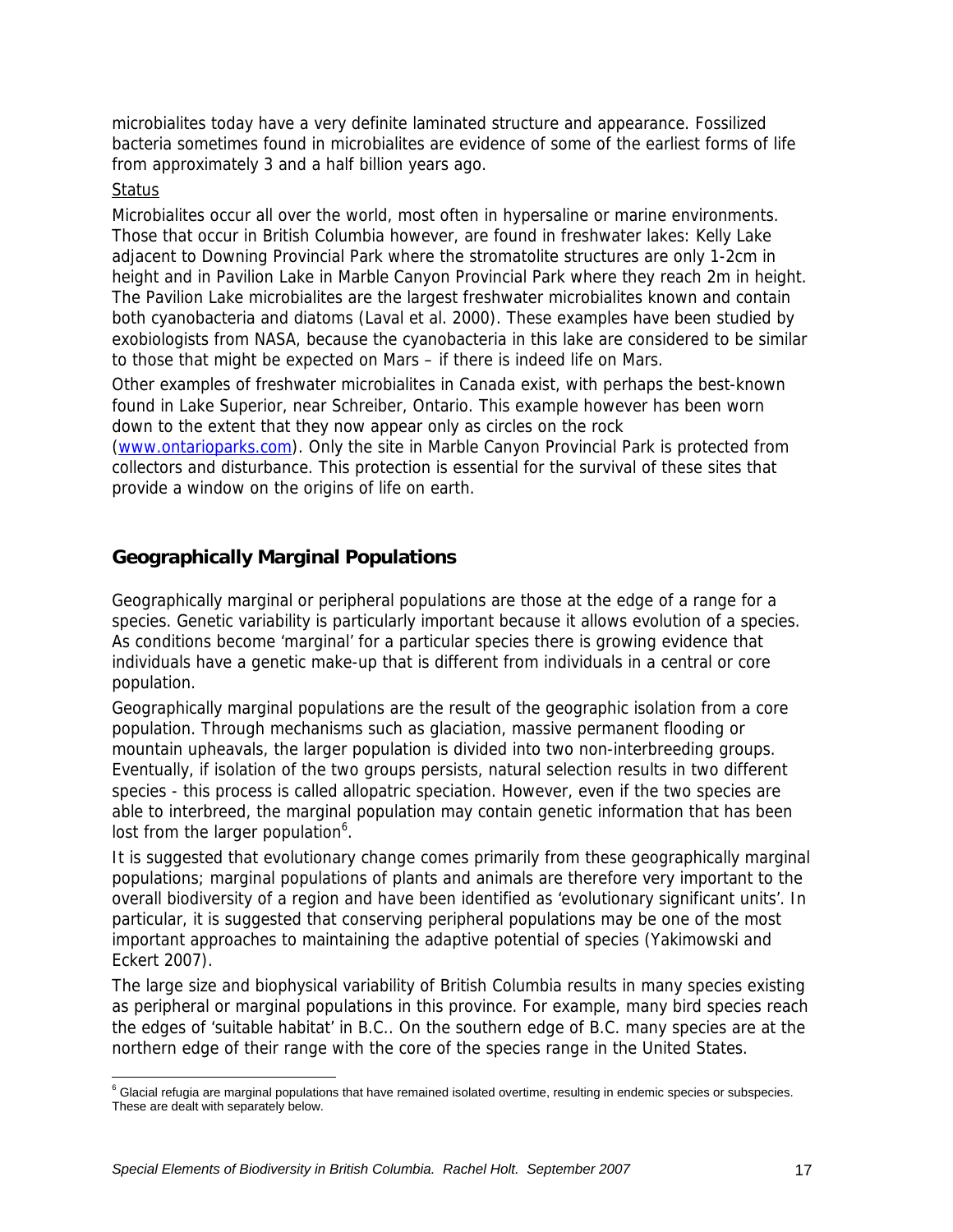microbialites today have a very definite laminated structure and appearance. Fossilized bacteria sometimes found in microbialites are evidence of some of the earliest forms of life from approximately 3 and a half billion years ago.

Status

Microbialites occur all over the world, most often in hypersaline or marine environments. Those that occur in British Columbia however, are found in freshwater lakes: Kelly Lake adjacent to Downing Provincial Park where the stromatolite structures are only 1-2cm in height and in Pavilion Lake in Marble Canyon Provincial Park where they reach 2m in height. The Pavilion Lake microbialites are the largest freshwater microbialites known and contain both cyanobacteria and diatoms (Laval et al. 2000). These examples have been studied by exobiologists from NASA, because the cyanobacteria in this lake are considered to be similar to those that might be expected on Mars – if there is indeed life on Mars.

Other examples of freshwater microbialites in Canada exist, with perhaps the best-known found in Lake Superior, near Schreiber, Ontario. This example however has been worn down to the extent that they now appear only as circles on the rock (www.ontarioparks.com). Only the site in Marble Canyon Provincial Park is protected from collectors and disturbance. This protection is essential for the survival of these sites that provide a window on the origins of life on earth.

## Geographically Marginal Populations

Geographically marginal or peripheral populations are those at the edge of a range for a species. Genetic variability is particularly important because it allows evolution of a species. As conditions become 'marginal' for a particular species there is growing evidence that individuals have a genetic make-up that is different from individuals in a central or core population.

Geographically marginal populations are the result of the geographic isolation from a core population. Through mechanisms such as glaciation, massive permanent flooding or mountain upheavals, the larger population is divided into two non-interbreeding groups. Eventually, if isolation of the two groups persists, natural selection results in two different species - this process is called allopatric speciation. However, even if the two species are able to interbreed, the marginal population may contain genetic information that has been lost from the larger population[6].

It is suggested that evolutionary change comes primarily from these geographically marginal populations; marginal populations of plants and animals are therefore very important to the overall biodiversity of a region and have been identified as 'evolutionary significant units'. In particular, it is suggested that conserving peripheral populations may be one of the most important approaches to maintaining the adaptive potential of species (Yakimowski and Eckert 2007).

The large size and biophysical variability of British Columbia results in many species existing as peripheral or marginal populations in this province. For example, many bird species reach the edges of 'suitable habitat' in B.C.. On the southern edge of B.C. many species are at the northern edge of their range with the core of the species range in the United States.

[6] Glacial refugia are marginal populations that have remained isolated overtime, resulting in endemic species or subspecies. These are dealt with separately below.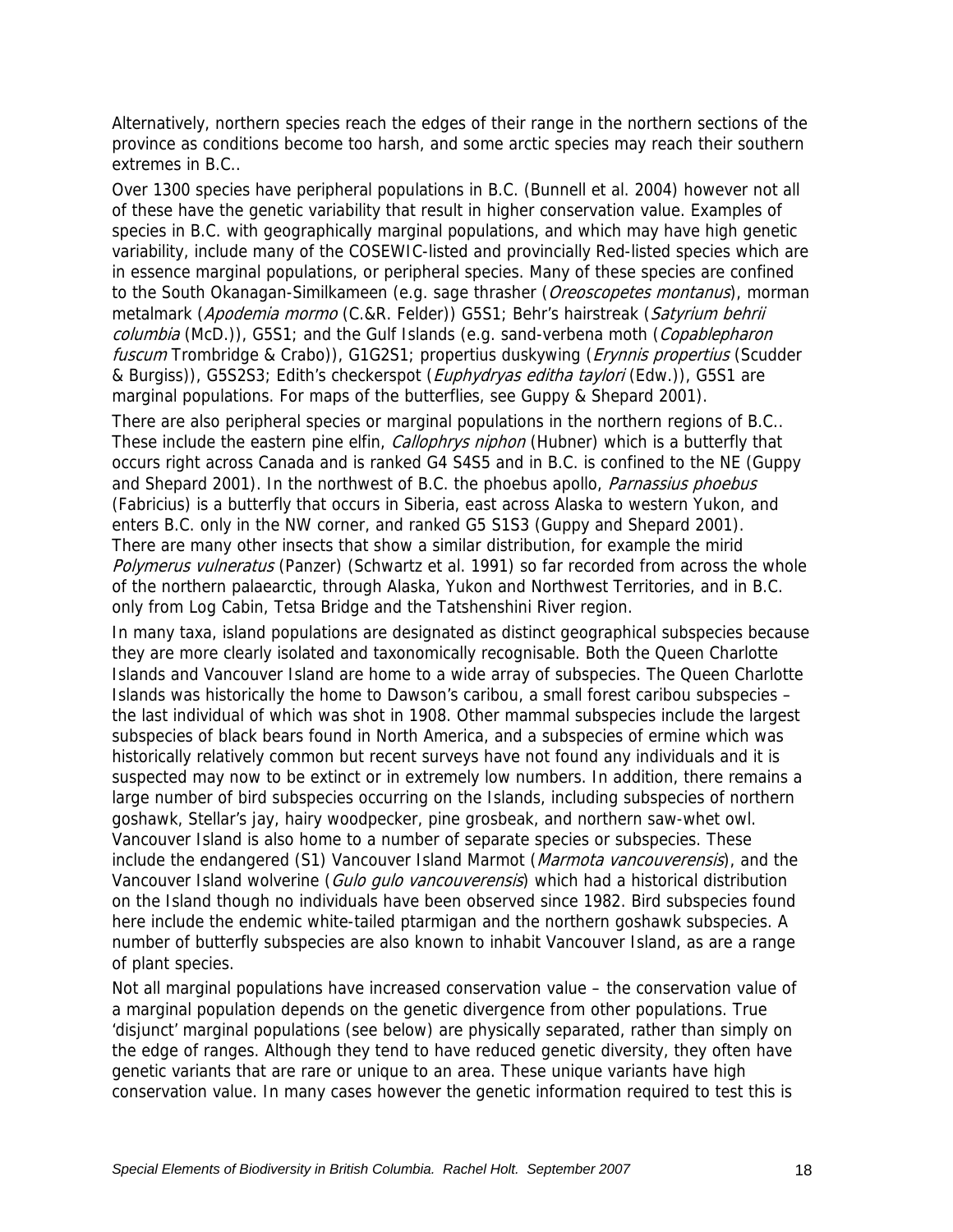Alternatively, northern species reach the edges of their range in the northern sections of the province as conditions become too harsh, and some arctic species may reach their southern extremes in B.C..

Over 1300 species have peripheral populations in B.C. (Bunnell et al. 2004) however not all of these have the genetic variability that result in higher conservation value. Examples of species in B.C. with geographically marginal populations, and which may have high genetic variability, include many of the COSEWIC-listed and provincially Red-listed species which are in essence marginal populations, or peripheral species. Many of these species are confined to the South Okanagan-Similkameen (e.g. sage thrasher (*Oreoscopetes montanus*), morman metalmark (*Apodemia mormo* (C.&R. Felder)) G5S1; Behr's hairstreak (*Satyrium behrii columbia* (McD.)), G5S1; and the Gulf Islands (e.g. sand-verbena moth (*Copablepharon fuscum* Trombridge & Crabo)), G1G2S1; propertius duskywing (*Erynnis propertius* (Scudder & Burgiss)), G5S2S3; Edith's checkerspot (*Euphydryas editha taylori* (Edw.)), G5S1 are marginal populations. For maps of the butterflies, see Guppy & Shepard 2001).

There are also peripheral species or marginal populations in the northern regions of B.C.. These include the eastern pine elfin, *Callophrys niphon* (Hubner) which is a butterfly that occurs right across Canada and is ranked G4 S4S5 and in B.C. is confined to the NE (Guppy and Shepard 2001). In the northwest of B.C. the phoebus apollo, *Parnassius phoebus* (Fabricius) is a butterfly that occurs in Siberia, east across Alaska to western Yukon, and enters B.C. only in the NW corner, and ranked G5 S1S3 (Guppy and Shepard 2001). There are many other insects that show a similar distribution, for example the mirid *Polymerus vulneratus* (Panzer) (Schwartz et al. 1991) so far recorded from across the whole of the northern palaearctic, through Alaska, Yukon and Northwest Territories, and in B.C. only from Log Cabin, Tetsa Bridge and the Tatshenshini River region.

In many taxa, island populations are designated as distinct geographical subspecies because they are more clearly isolated and taxonomically recognisable. Both the Queen Charlotte Islands and Vancouver Island are home to a wide array of subspecies. The Queen Charlotte Islands was historically the home to Dawson's caribou, a small forest caribou subspecies – the last individual of which was shot in 1908. Other mammal subspecies include the largest subspecies of black bears found in North America, and a subspecies of ermine which was historically relatively common but recent surveys have not found any individuals and it is suspected may now to be extinct or in extremely low numbers. In addition, there remains a large number of bird subspecies occurring on the Islands, including subspecies of northern goshawk, Stellar's jay, hairy woodpecker, pine grosbeak, and northern saw-whet owl. Vancouver Island is also home to a number of separate species or subspecies. These include the endangered (S1) Vancouver Island Marmot (*Marmota vancouverensis*), and the Vancouver Island wolverine (*Gulo gulo vancouverensis*) which had a historical distribution on the Island though no individuals have been observed since 1982. Bird subspecies found here include the endemic white-tailed ptarmigan and the northern goshawk subspecies. A number of butterfly subspecies are also known to inhabit Vancouver Island, as are a range of plant species.

Not all marginal populations have increased conservation value – the conservation value of a marginal population depends on the genetic divergence from other populations. True 'disjunct' marginal populations (see below) are physically separated, rather than simply on the edge of ranges. Although they tend to have reduced genetic diversity, they often have genetic variants that are rare or unique to an area. These unique variants have high conservation value. In many cases however the genetic information required to test this is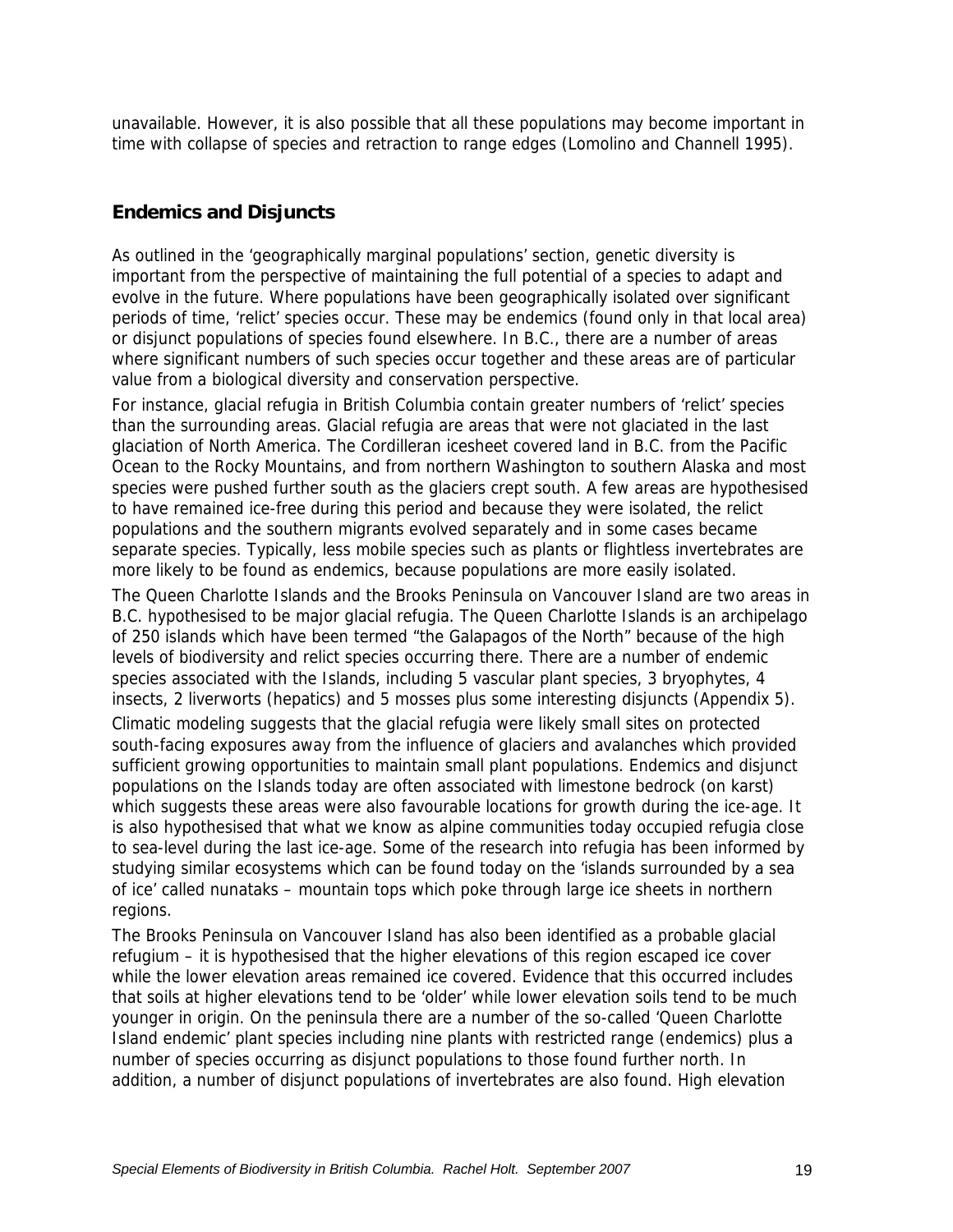unavailable. However, it is also possible that all these populations may become important in time with collapse of species and retraction to range edges (Lomolino and Channell 1995).

## Endemics and Disjuncts

As outlined in the 'geographically marginal populations' section, genetic diversity is important from the perspective of maintaining the full potential of a species to adapt and evolve in the future. Where populations have been geographically isolated over significant periods of time, 'relict' species occur. These may be endemics (found only in that local area) or disjunct populations of species found elsewhere. In B.C., there are a number of areas where significant numbers of such species occur together and these areas are of particular value from a biological diversity and conservation perspective.

For instance, glacial refugia in British Columbia contain greater numbers of 'relict' species than the surrounding areas. Glacial refugia are areas that were not glaciated in the last glaciation of North America. The Cordilleran icesheet covered land in B.C. from the Pacific Ocean to the Rocky Mountains, and from northern Washington to southern Alaska and most species were pushed further south as the glaciers crept south. A few areas are hypothesised to have remained ice-free during this period and because they were isolated, the relict populations and the southern migrants evolved separately and in some cases became separate species. Typically, less mobile species such as plants or flightless invertebrates are more likely to be found as endemics, because populations are more easily isolated.

The Queen Charlotte Islands and the Brooks Peninsula on Vancouver Island are two areas in B.C. hypothesised to be major glacial refugia. The Queen Charlotte Islands is an archipelago of 250 islands which have been termed "the Galapagos of the North" because of the high levels of biodiversity and relict species occurring there. There are a number of endemic species associated with the Islands, including 5 vascular plant species, 3 bryophytes, 4 insects, 2 liverworts (hepatics) and 5 mosses plus some interesting disjuncts (Appendix 5).

Climatic modeling suggests that the glacial refugia were likely small sites on protected south-facing exposures away from the influence of glaciers and avalanches which provided sufficient growing opportunities to maintain small plant populations. Endemics and disjunct populations on the Islands today are often associated with limestone bedrock (on karst) which suggests these areas were also favourable locations for growth during the ice-age. It is also hypothesised that what we know as alpine communities today occupied refugia close to sea-level during the last ice-age. Some of the research into refugia has been informed by studying similar ecosystems which can be found today on the 'islands surrounded by a sea of ice' called nunataks – mountain tops which poke through large ice sheets in northern regions.

The Brooks Peninsula on Vancouver Island has also been identified as a probable glacial refugium – it is hypothesised that the higher elevations of this region escaped ice cover while the lower elevation areas remained ice covered. Evidence that this occurred includes that soils at higher elevations tend to be 'older' while lower elevation soils tend to be much younger in origin. On the peninsula there are a number of the so-called 'Queen Charlotte Island endemic' plant species including nine plants with restricted range (endemics) plus a number of species occurring as disjunct populations to those found further north. In addition, a number of disjunct populations of invertebrates are also found. High elevation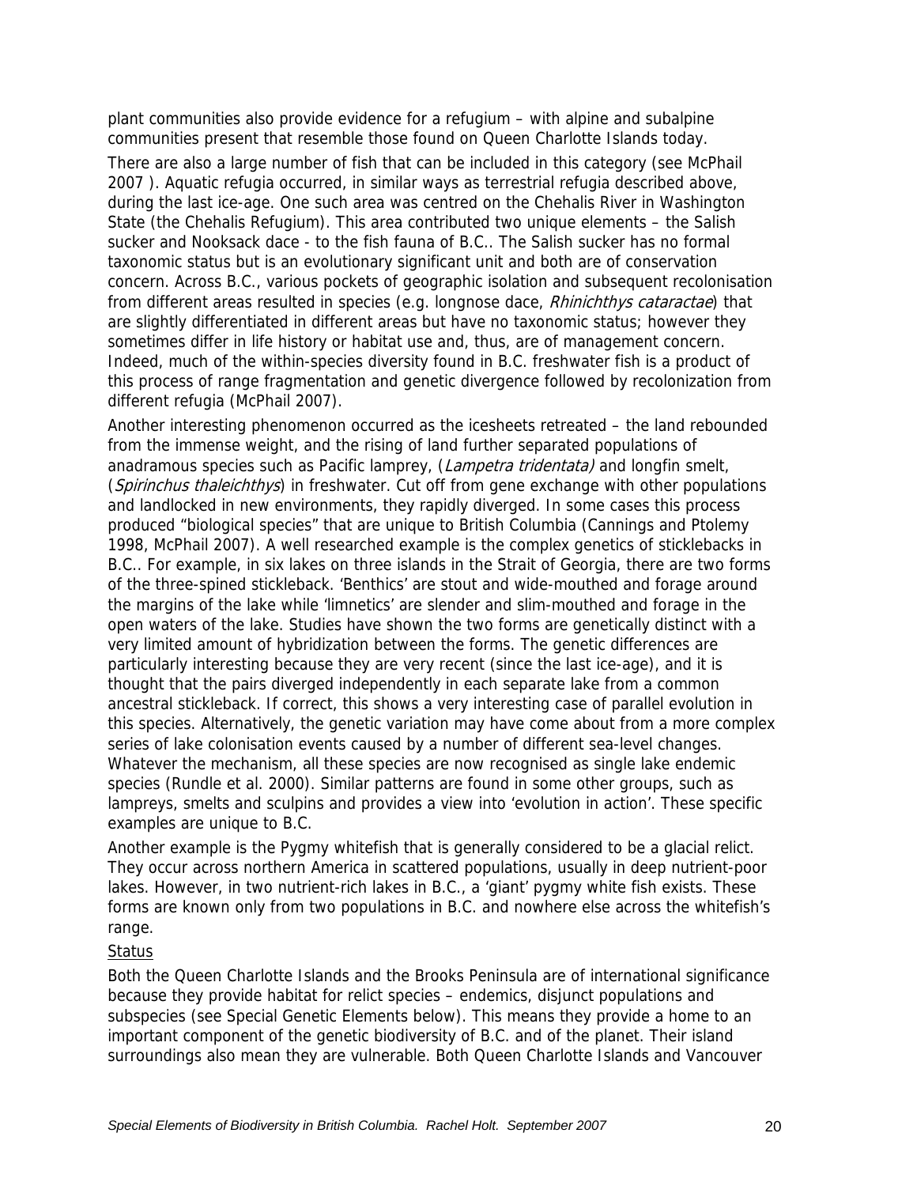plant communities also provide evidence for a refugium – with alpine and subalpine communities present that resemble those found on Queen Charlotte Islands today.

There are also a large number of fish that can be included in this category (see McPhail 2007 ). Aquatic refugia occurred, in similar ways as terrestrial refugia described above, during the last ice-age. One such area was centred on the Chehalis River in Washington State (the Chehalis Refugium). This area contributed two unique elements – the Salish sucker and Nooksack dace - to the fish fauna of B.C.. The Salish sucker has no formal taxonomic status but is an evolutionary significant unit and both are of conservation concern. Across B.C., various pockets of geographic isolation and subsequent recolonisation from different areas resulted in species (e.g. longnose dace, *Rhinichthys cataractae*) that are slightly differentiated in different areas but have no taxonomic status; however they sometimes differ in life history or habitat use and, thus, are of management concern. Indeed, much of the within-species diversity found in B.C. freshwater fish is a product of this process of range fragmentation and genetic divergence followed by recolonization from different refugia (McPhail 2007).

Another interesting phenomenon occurred as the icesheets retreated – the land rebounded from the immense weight, and the rising of land further separated populations of anadramous species such as Pacific lamprey, (*Lampetra tridentata)* and longfin smelt, (*Spirinchus thaleichthys*) in freshwater. Cut off from gene exchange with other populations and landlocked in new environments, they rapidly diverged. In some cases this process produced "biological species" that are unique to British Columbia (Cannings and Ptolemy 1998, McPhail 2007). A well researched example is the complex genetics of sticklebacks in B.C.. For example, in six lakes on three islands in the Strait of Georgia, there are two forms of the three-spined stickleback. 'Benthics' are stout and wide-mouthed and forage around the margins of the lake while 'limnetics' are slender and slim-mouthed and forage in the open waters of the lake. Studies have shown the two forms are genetically distinct with a very limited amount of hybridization between the forms. The genetic differences are particularly interesting because they are very recent (since the last ice-age), and it is thought that the pairs diverged independently in each separate lake from a common ancestral stickleback. If correct, this shows a very interesting case of parallel evolution in this species. Alternatively, the genetic variation may have come about from a more complex series of lake colonisation events caused by a number of different sea-level changes. Whatever the mechanism, all these species are now recognised as single lake endemic species (Rundle et al. 2000). Similar patterns are found in some other groups, such as lampreys, smelts and sculpins and provides a view into 'evolution in action'. These specific examples are unique to B.C.

Another example is the Pygmy whitefish that is generally considered to be a glacial relict. They occur across northern America in scattered populations, usually in deep nutrient-poor lakes. However, in two nutrient-rich lakes in B.C., a 'giant' pygmy white fish exists. These forms are known only from two populations in B.C. and nowhere else across the whitefish's range.

Status

Both the Queen Charlotte Islands and the Brooks Peninsula are of international significance because they provide habitat for relict species – endemics, disjunct populations and subspecies (see Special Genetic Elements below). This means they provide a home to an important component of the genetic biodiversity of B.C. and of the planet. Their island surroundings also mean they are vulnerable. Both Queen Charlotte Islands and Vancouver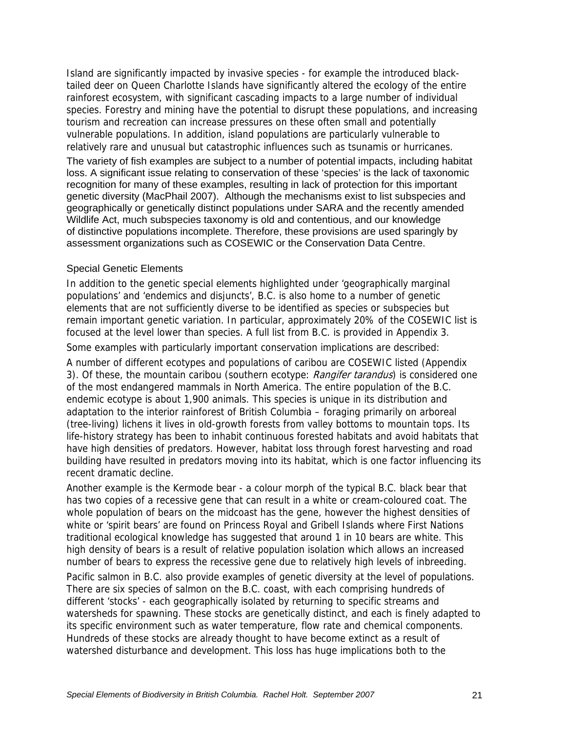Island are significantly impacted by invasive species - for example the introduced black-tailed deer on Queen Charlotte Islands have significantly altered the ecology of the entire rainforest ecosystem, with significant cascading impacts to a large number of individual species. Forestry and mining have the potential to disrupt these populations, and increasing tourism and recreation can increase pressures on these often small and potentially vulnerable populations. In addition, island populations are particularly vulnerable to relatively rare and unusual but catastrophic influences such as tsunamis or hurricanes.

The variety of fish examples are subject to a number of potential impacts, including habitat loss. A significant issue relating to conservation of these 'species' is the lack of taxonomic recognition for many of these examples, resulting in lack of protection for this important genetic diversity (MacPhail 2007). Although the mechanisms exist to list subspecies and geographically or genetically distinct populations under SARA and the recently amended Wildlife Act, much subspecies taxonomy is old and contentious, and our knowledge of distinctive populations incomplete. Therefore, these provisions are used sparingly by assessment organizations such as COSEWIC or the Conservation Data Centre.

### Special Genetic Elements

In addition to the genetic special elements highlighted under 'geographically marginal populations' and 'endemics and disjuncts', B.C. is also home to a number of genetic elements that are not sufficiently diverse to be identified as species or subspecies but remain important genetic variation. In particular, approximately 20% of the COSEWIC list is focused at the level lower than species. A full list from B.C. is provided in Appendix 3.

Some examples with particularly important conservation implications are described:

A number of different ecotypes and populations of caribou are COSEWIC listed (Appendix 3). Of these, the mountain caribou (southern ecotype: *Rangifer tarandus*) is considered one of the most endangered mammals in North America. The entire population of the B.C. endemic ecotype is about 1,900 animals. This species is unique in its distribution and adaptation to the interior rainforest of British Columbia – foraging primarily on arboreal (tree-living) lichens it lives in old-growth forests from valley bottoms to mountain tops. Its life-history strategy has been to inhabit continuous forested habitats and avoid habitats that have high densities of predators. However, habitat loss through forest harvesting and road building have resulted in predators moving into its habitat, which is one factor influencing its recent dramatic decline.

Another example is the Kermode bear - a colour morph of the typical B.C. black bear that has two copies of a recessive gene that can result in a white or cream-coloured coat. The whole population of bears on the midcoast has the gene, however the highest densities of white or 'spirit bears' are found on Princess Royal and Gribell Islands where First Nations traditional ecological knowledge has suggested that around 1 in 10 bears are white. This high density of bears is a result of relative population isolation which allows an increased number of bears to express the recessive gene due to relatively high levels of inbreeding.

Pacific salmon in B.C. also provide examples of genetic diversity at the level of populations. There are six species of salmon on the B.C. coast, with each comprising hundreds of different 'stocks' - each geographically isolated by returning to specific streams and watersheds for spawning. These stocks are genetically distinct, and each is finely adapted to its specific environment such as water temperature, flow rate and chemical components. Hundreds of these stocks are already thought to have become extinct as a result of watershed disturbance and development. This loss has huge implications both to the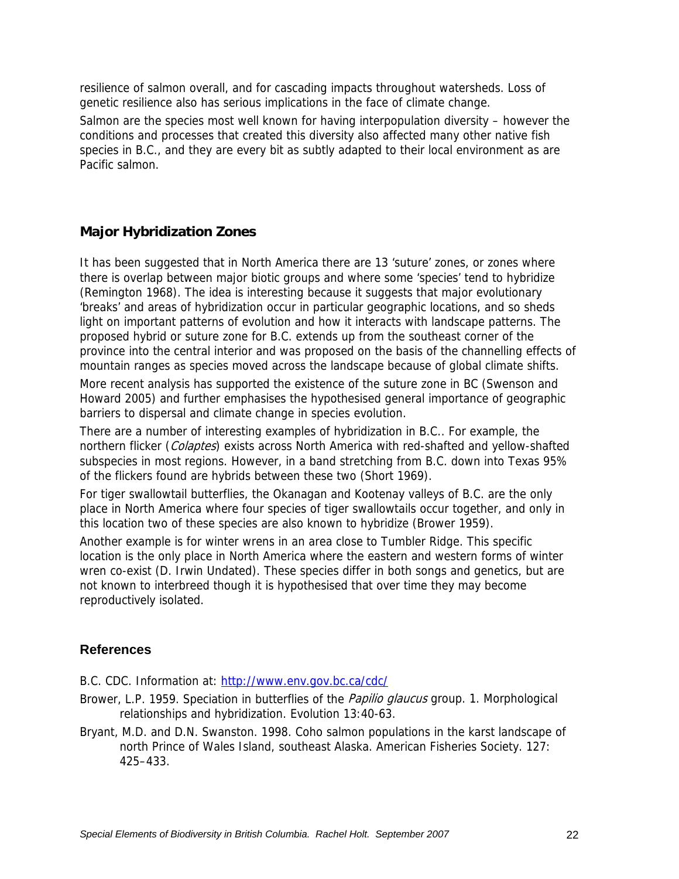resilience of salmon overall, and for cascading impacts throughout watersheds. Loss of genetic resilience also has serious implications in the face of climate change.

Salmon are the species most well known for having interpopulation diversity – however the conditions and processes that created this diversity also affected many other native fish species in B.C., and they are every bit as subtly adapted to their local environment as are Pacific salmon.

## Major Hybridization Zones

It has been suggested that in North America there are 13 'suture' zones, or zones where there is overlap between major biotic groups and where some 'species' tend to hybridize (Remington 1968). The idea is interesting because it suggests that major evolutionary 'breaks' and areas of hybridization occur in particular geographic locations, and so sheds light on important patterns of evolution and how it interacts with landscape patterns. The proposed hybrid or suture zone for B.C. extends up from the southeast corner of the province into the central interior and was proposed on the basis of the channelling effects of mountain ranges as species moved across the landscape because of global climate shifts.

More recent analysis has supported the existence of the suture zone in BC (Swenson and Howard 2005) and further emphasises the hypothesised general importance of geographic barriers to dispersal and climate change in species evolution.

There are a number of interesting examples of hybridization in B.C.. For example, the northern flicker (*Colaptes*) exists across North America with red-shafted and yellow-shafted subspecies in most regions. However, in a band stretching from B.C. down into Texas 95% of the flickers found are hybrids between these two (Short 1969).

For tiger swallowtail butterflies, the Okanagan and Kootenay valleys of B.C. are the only place in North America where four species of tiger swallowtails occur together, and only in this location two of these species are also known to hybridize (Brower 1959).

Another example is for winter wrens in an area close to Tumbler Ridge. This specific location is the only place in North America where the eastern and western forms of winter wren co-exist (D. Irwin Undated). These species differ in both songs and genetics, but are not known to interbreed though it is hypothesised that over time they may become reproductively isolated.

## References

B.C. CDC. Information at: http://www.env.gov.bc.ca/cdc/

Brower, L.P. 1959. Speciation in butterflies of the *Papilio glaucus* group. 1. Morphological relationships and hybridization. Evolution 13:40-63.

Bryant, M.D. and D.N. Swanston. 1998. Coho salmon populations in the karst landscape of north Prince of Wales Island, southeast Alaska. American Fisheries Society. 127: 425–433.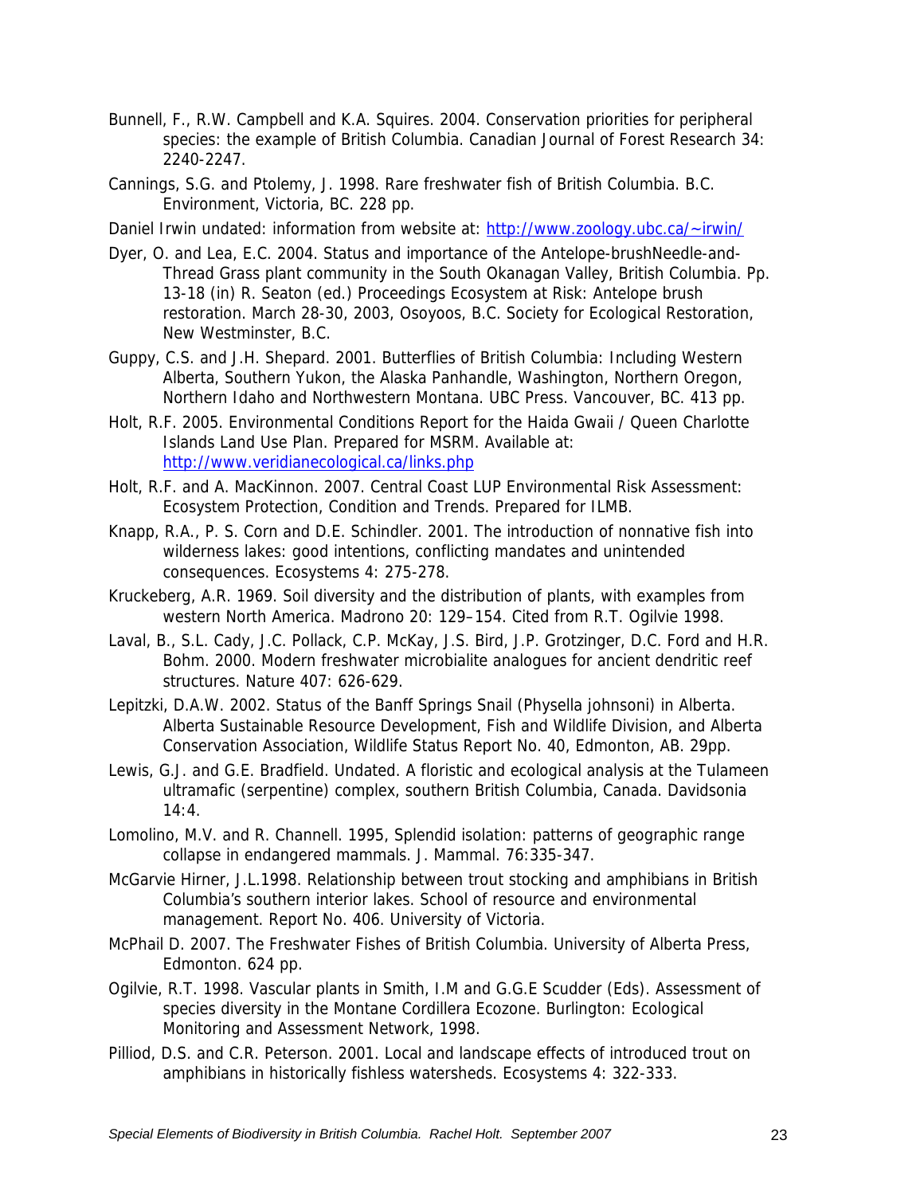Bunnell, F., R.W. Campbell and K.A. Squires. 2004. Conservation priorities for peripheral species: the example of British Columbia. Canadian Journal of Forest Research 34: 2240-2247.

Cannings, S.G. and Ptolemy, J. 1998. Rare freshwater fish of British Columbia. B.C. Environment, Victoria, BC. 228 pp.

Daniel Irwin undated: information from website at: http://www.zoology.ubc.ca/~irwin/

Dyer, O. and Lea, E.C. 2004. Status and importance of the Antelope-brushNeedle-and-Thread Grass plant community in the South Okanagan Valley, British Columbia. Pp. 13-18 (in) R. Seaton (ed.) Proceedings Ecosystem at Risk: Antelope brush restoration. March 28-30, 2003, Osoyoos, B.C. Society for Ecological Restoration, New Westminster, B.C.

Guppy, C.S. and J.H. Shepard. 2001. Butterflies of British Columbia: Including Western Alberta, Southern Yukon, the Alaska Panhandle, Washington, Northern Oregon, Northern Idaho and Northwestern Montana. UBC Press. Vancouver, BC. 413 pp.

Holt, R.F. 2005. Environmental Conditions Report for the Haida Gwaii / Queen Charlotte Islands Land Use Plan. Prepared for MSRM. Available at: http://www.veridianecological.ca/links.php

Holt, R.F. and A. MacKinnon. 2007. Central Coast LUP Environmental Risk Assessment: Ecosystem Protection, Condition and Trends. Prepared for ILMB.

Knapp, R.A., P. S. Corn and D.E. Schindler. 2001. The introduction of nonnative fish into wilderness lakes: good intentions, conflicting mandates and unintended consequences. Ecosystems 4: 275-278.

Kruckeberg, A.R. 1969. Soil diversity and the distribution of plants, with examples from western North America. Madrono 20: 129–154. Cited from R.T. Ogilvie 1998.

Laval, B., S.L. Cady, J.C. Pollack, C.P. McKay, J.S. Bird, J.P. Grotzinger, D.C. Ford and H.R. Bohm. 2000. Modern freshwater microbialite analogues for ancient dendritic reef structures. Nature 407: 626-629.

Lepitzki, D.A.W. 2002. Status of the Banff Springs Snail (Physella johnsoni) in Alberta. Alberta Sustainable Resource Development, Fish and Wildlife Division, and Alberta Conservation Association, Wildlife Status Report No. 40, Edmonton, AB. 29pp.

Lewis, G.J. and G.E. Bradfield. Undated. A floristic and ecological analysis at the Tulameen ultramafic (serpentine) complex, southern British Columbia, Canada. Davidsonia 14:4.

Lomolino, M.V. and R. Channell. 1995, Splendid isolation: patterns of geographic range collapse in endangered mammals. J. Mammal. 76:335-347.

McGarvie Hirner, J.L.1998. Relationship between trout stocking and amphibians in British Columbia's southern interior lakes. School of resource and environmental management. Report No. 406. University of Victoria.

McPhail D. 2007. The Freshwater Fishes of British Columbia. University of Alberta Press, Edmonton. 624 pp.

Ogilvie, R.T. 1998. Vascular plants in Smith, I.M and G.G.E Scudder (Eds). Assessment of species diversity in the Montane Cordillera Ecozone. Burlington: Ecological Monitoring and Assessment Network, 1998.

Pilliod, D.S. and C.R. Peterson. 2001. Local and landscape effects of introduced trout on amphibians in historically fishless watersheds. Ecosystems 4: 322-333.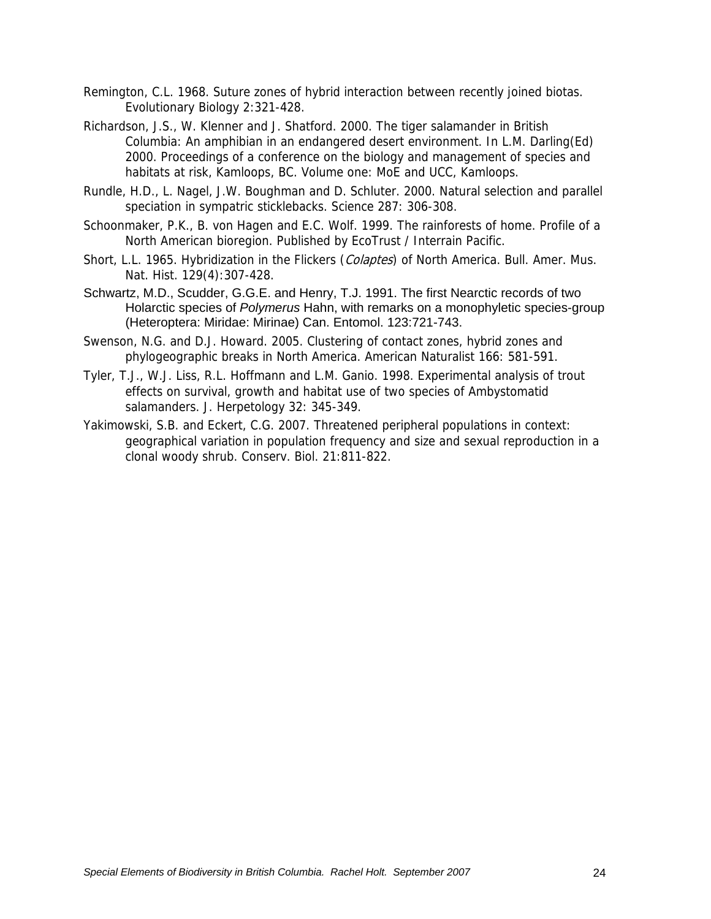Remington, C.L. 1968. Suture zones of hybrid interaction between recently joined biotas. Evolutionary Biology 2:321-428.

Richardson, J.S., W. Klenner and J. Shatford. 2000. The tiger salamander in British Columbia: An amphibian in an endangered desert environment. In L.M. Darling(Ed) 2000. Proceedings of a conference on the biology and management of species and habitats at risk, Kamloops, BC. Volume one: MoE and UCC, Kamloops.

Rundle, H.D., L. Nagel, J.W. Boughman and D. Schluter. 2000. Natural selection and parallel speciation in sympatric sticklebacks. Science 287: 306-308.

Schoonmaker, P.K., B. von Hagen and E.C. Wolf. 1999. The rainforests of home. Profile of a North American bioregion. Published by EcoTrust / Interrain Pacific.

Short, L.L. 1965. Hybridization in the Flickers (*Colaptes*) of North America. Bull. Amer. Mus. Nat. Hist. 129(4):307-428.

Schwartz, M.D., Scudder, G.G.E. and Henry, T.J. 1991. The first Nearctic records of two Holarctic species of *Polymerus* Hahn, with remarks on a monophyletic species-group (Heteroptera: Miridae: Mirinae) Can. Entomol. 123:721-743.

Swenson, N.G. and D.J. Howard. 2005. Clustering of contact zones, hybrid zones and phylogeographic breaks in North America. American Naturalist 166: 581-591.

Tyler, T.J., W.J. Liss, R.L. Hoffmann and L.M. Ganio. 1998. Experimental analysis of trout effects on survival, growth and habitat use of two species of Ambystomatid salamanders. J. Herpetology 32: 345-349.

Yakimowski, S.B. and Eckert, C.G. 2007. Threatened peripheral populations in context: geographical variation in population frequency and size and sexual reproduction in a clonal woody shrub. Conserv. Biol. 21:811-822.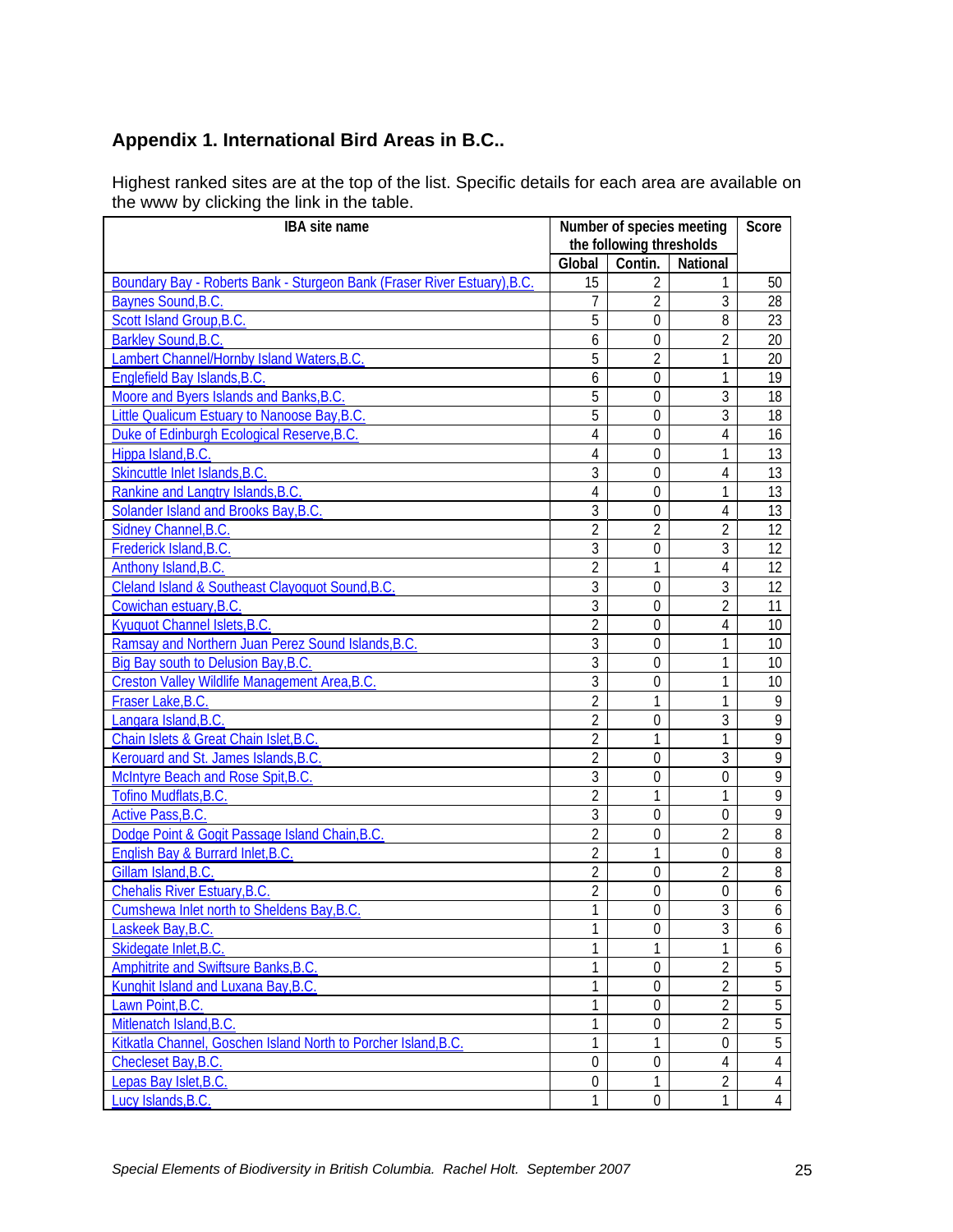## Appendix 1. International Bird Areas in B.C..

Highest ranked sites are at the top of the list. Specific details for each area are available on the www by clicking the link in the table.

| IBA site name | Number of species meeting the following thresholds | | | Score |
|---|---|---|---|---|
| | Global | Contin. | National | |
| Boundary Bay - Roberts Bank - Sturgeon Bank (Fraser River Estuary),B.C. | 15 | 2 | 1 | 50 |
| Baynes Sound,B.C. | 7 | 2 | 3 | 28 |
| Scott Island Group,B.C. | 5 | 0 | 8 | 23 |
| Barkley Sound,B.C. | 6 | 0 | 2 | 20 |
| Lambert Channel/Hornby Island Waters,B.C. | 5 | 2 | 1 | 20 |
| Englefield Bay Islands,B.C. | 6 | 0 | 1 | 19 |
| Moore and Byers Islands and Banks,B.C. | 5 | 0 | 3 | 18 |
| Little Qualicum Estuary to Nanoose Bay,B.C. | 5 | 0 | 3 | 18 |
| Duke of Edinburgh Ecological Reserve,B.C. | 4 | 0 | 4 | 16 |
| Hippa Island,B.C. | 4 | 0 | 1 | 13 |
| Skincuttle Inlet Islands,B.C. | 3 | 0 | 4 | 13 |
| Rankine and Langtry Islands,B.C. | 4 | 0 | 1 | 13 |
| Solander Island and Brooks Bay,B.C. | 3 | 0 | 4 | 13 |
| Sidney Channel,B.C. | 2 | 2 | 2 | 12 |
| Frederick Island,B.C. | 3 | 0 | 3 | 12 |
| Anthony Island,B.C. | 2 | 1 | 4 | 12 |
| Cleland Island & Southeast Clayoquot Sound,B.C. | 3 | 0 | 3 | 12 |
| Cowichan estuary,B.C. | 3 | 0 | 2 | 11 |
| Kyuquot Channel Islets,B.C. | 2 | 0 | 4 | 10 |
| Ramsay and Northern Juan Perez Sound Islands,B.C. | 3 | 0 | 1 | 10 |
| Big Bay south to Delusion Bay,B.C. | 3 | 0 | 1 | 10 |
| Creston Valley Wildlife Management Area,B.C. | 3 | 0 | 1 | 10 |
| Fraser Lake,B.C. | 2 | 1 | 1 | 9 |
| Langara Island,B.C. | 2 | 0 | 3 | 9 |
| Chain Islets & Great Chain Islet,B.C. | 2 | 1 | 1 | 9 |
| Kerouard and St. James Islands,B.C. | 2 | 0 | 3 | 9 |
| McIntyre Beach and Rose Spit,B.C. | 3 | 0 | 0 | 9 |
| Tofino Mudflats,B.C. | 2 | 1 | 1 | 9 |
| Active Pass,B.C. | 3 | 0 | 0 | 9 |
| Dodge Point & Gogit Passage Island Chain,B.C. | 2 | 0 | 2 | 8 |
| English Bay & Burrard Inlet,B.C. | 2 | 1 | 0 | 8 |
| Gillam Island,B.C. | 2 | 0 | 2 | 8 |
| Chehalis River Estuary,B.C. | 2 | 0 | 0 | 6 |
| Cumshewa Inlet north to Sheldens Bay,B.C. | 1 | 0 | 3 | 6 |
| Laskeek Bay,B.C. | 1 | 0 | 3 | 6 |
| Skidegate Inlet,B.C. | 1 | 1 | 1 | 6 |
| Amphitrite and Swiftsure Banks,B.C. | 1 | 0 | 2 | 5 |
| Kunghit Island and Luxana Bay,B.C. | 1 | 0 | 2 | 5 |
| Lawn Point,B.C. | 1 | 0 | 2 | 5 |
| Mitlenatch Island,B.C. | 1 | 0 | 2 | 5 |
| Kitkatla Channel, Goschen Island North to Porcher Island,B.C. | 1 | 1 | 0 | 5 |
| Checleset Bay,B.C. | 0 | 0 | 4 | 4 |
| Lepas Bay Islet,B.C. | 0 | 1 | 2 | 4 |
| Lucy Islands,B.C. | 1 | 0 | 1 | 4 |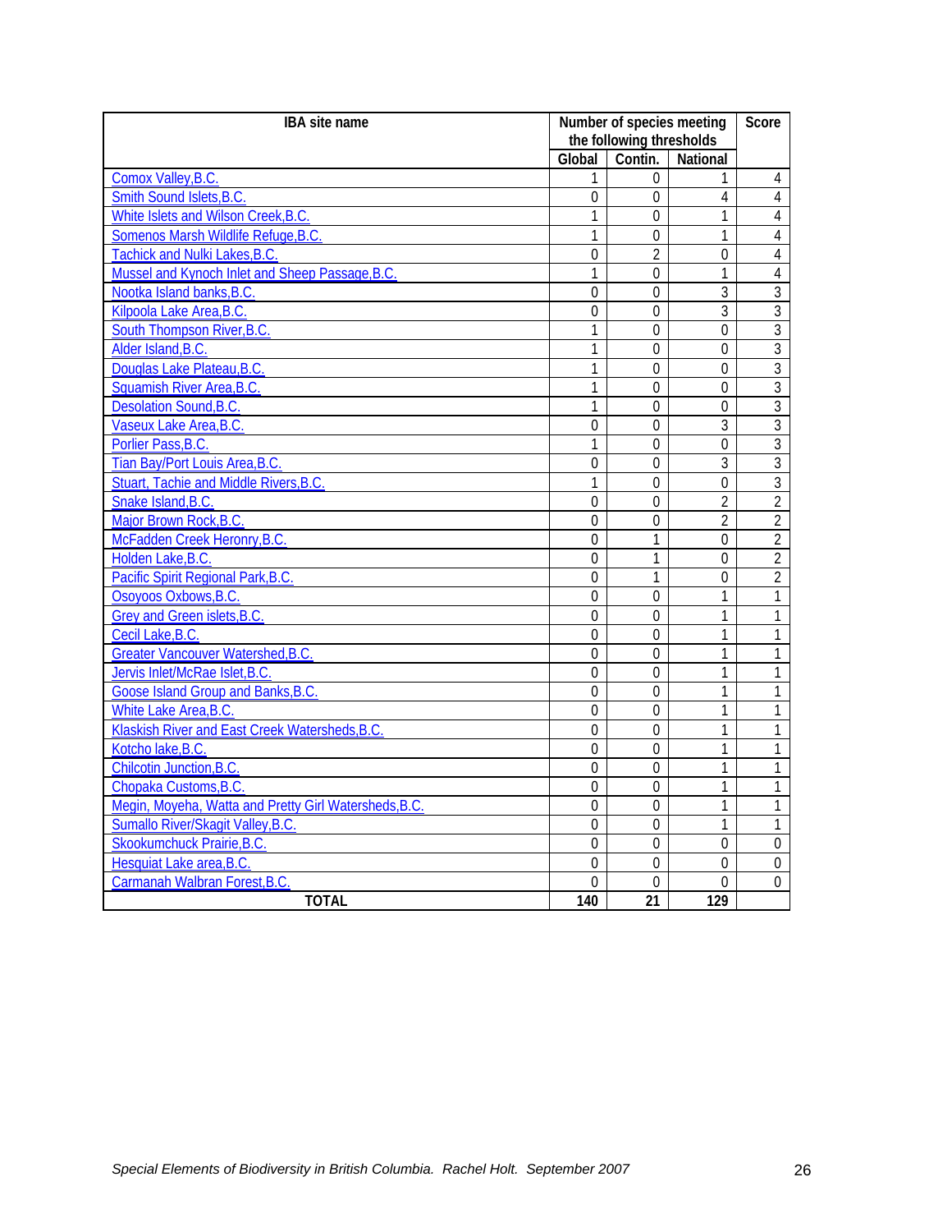| IBA site name | Number of species meeting the following thresholds | | | Score |
|---|---|---|---|---|
| | Global | Contin. | National | |
| Comox Valley,B.C. | 1 | 0 | 1 | 4 |
| Smith Sound Islets,B.C. | 0 | 0 | 4 | 4 |
| White Islets and Wilson Creek,B.C. | 1 | 0 | 1 | 4 |
| Somenos Marsh Wildlife Refuge,B.C. | 1 | 0 | 1 | 4 |
| Tachick and Nulki Lakes,B.C. | 0 | 2 | 0 | 4 |
| Mussel and Kynoch Inlet and Sheep Passage,B.C. | 1 | 0 | 1 | 4 |
| Nootka Island banks,B.C. | 0 | 0 | 3 | 3 |
| Kilpoola Lake Area,B.C. | 0 | 0 | 3 | 3 |
| South Thompson River,B.C. | 1 | 0 | 0 | 3 |
| Alder Island,B.C. | 1 | 0 | 0 | 3 |
| Douglas Lake Plateau,B.C. | 1 | 0 | 0 | 3 |
| Squamish River Area,B.C. | 1 | 0 | 0 | 3 |
| Desolation Sound,B.C. | 1 | 0 | 0 | 3 |
| Vaseux Lake Area,B.C. | 0 | 0 | 3 | 3 |
| Porlier Pass,B.C. | 1 | 0 | 0 | 3 |
| Tian Bay/Port Louis Area,B.C. | 0 | 0 | 3 | 3 |
| Stuart, Tachie and Middle Rivers,B.C. | 1 | 0 | 0 | 3 |
| Snake Island,B.C. | 0 | 0 | 2 | 2 |
| Major Brown Rock,B.C. | 0 | 0 | 2 | 2 |
| McFadden Creek Heronry,B.C. | 0 | 1 | 0 | 2 |
| Holden Lake,B.C. | 0 | 1 | 0 | 2 |
| Pacific Spirit Regional Park,B.C. | 0 | 1 | 0 | 2 |
| Osoyoos Oxbows,B.C. | 0 | 0 | 1 | 1 |
| Grey and Green islets,B.C. | 0 | 0 | 1 | 1 |
| Cecil Lake,B.C. | 0 | 0 | 1 | 1 |
| Greater Vancouver Watershed,B.C. | 0 | 0 | 1 | 1 |
| Jervis Inlet/McRae Islet,B.C. | 0 | 0 | 1 | 1 |
| Goose Island Group and Banks,B.C. | 0 | 0 | 1 | 1 |
| White Lake Area,B.C. | 0 | 0 | 1 | 1 |
| Klaskish River and East Creek Watersheds,B.C. | 0 | 0 | 1 | 1 |
| Kotcho lake,B.C. | 0 | 0 | 1 | 1 |
| Chilcotin Junction,B.C. | 0 | 0 | 1 | 1 |
| Chopaka Customs,B.C. | 0 | 0 | 1 | 1 |
| Megin, Moyeha, Watta and Pretty Girl Watersheds,B.C. | 0 | 0 | 1 | 1 |
| Sumallo River/Skagit Valley,B.C. | 0 | 0 | 1 | 1 |
| Skookumchuck Prairie,B.C. | 0 | 0 | 0 | 0 |
| Hesquiat Lake area,B.C. | 0 | 0 | 0 | 0 |
| Carmanah Walbran Forest,B.C. | 0 | 0 | 0 | 0 |
| **TOTAL** | **140** | **21** | **129** | |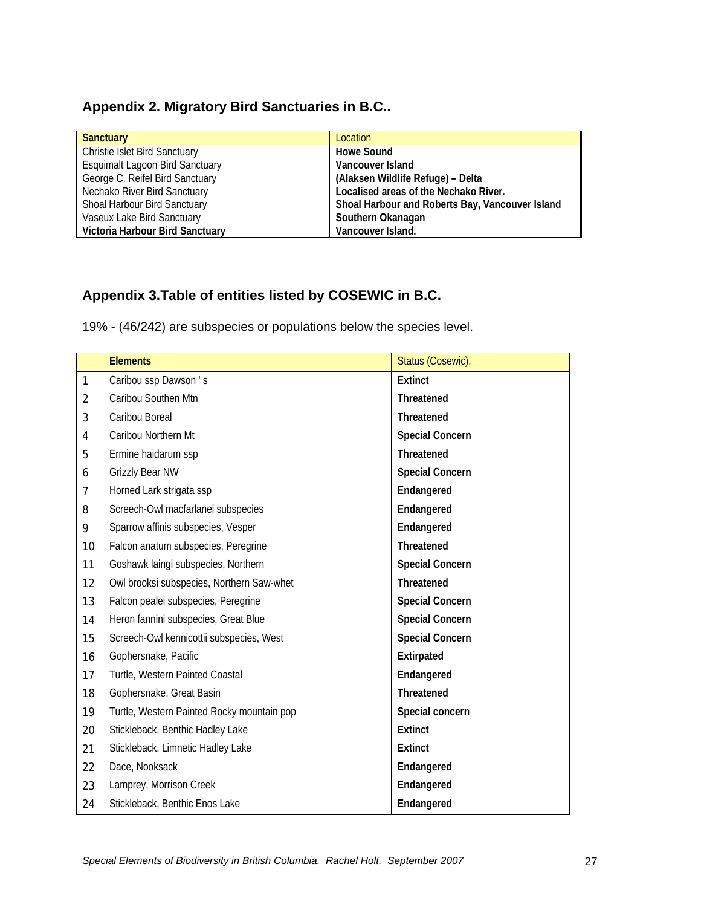## Appendix 2. Migratory Bird Sanctuaries in B.C..

| Sanctuary | Location |
|---|---|
| Christie Islet Bird Sanctuary | **Howe Sound** |
| Esquimalt Lagoon Bird Sanctuary | **Vancouver Island** |
| George C. Reifel Bird Sanctuary | **(Alaksen Wildlife Refuge) – Delta** |
| Nechako River Bird Sanctuary | **Localised areas of the Nechako River.** |
| Shoal Harbour Bird Sanctuary | **Shoal Harbour and Roberts Bay, Vancouver Island** |
| Vaseux Lake Bird Sanctuary | **Southern Okanagan** |
| **Victoria Harbour Bird Sanctuary** | **Vancouver Island.** |

## Appendix 3.Table of entities listed by COSEWIC in B.C.

19% - (46/242) are subspecies or populations below the species level.

| | Elements | Status (Cosewic). |
|---|---|---|
| 1 | Caribou ssp Dawson ' s | **Extinct** |
| 2 | Caribou Southen Mtn | **Threatened** |
| 3 | Caribou Boreal | **Threatened** |
| 4 | Caribou Northern Mt | **Special Concern** |
| 5 | Ermine haidarum ssp | **Threatened** |
| 6 | Grizzly Bear NW | **Special Concern** |
| 7 | Horned Lark strigata ssp | **Endangered** |
| 8 | Screech-Owl macfarlanei subspecies | **Endangered** |
| 9 | Sparrow affinis subspecies, Vesper | **Endangered** |
| 10 | Falcon anatum subspecies, Peregrine | **Threatened** |
| 11 | Goshawk laingi subspecies, Northern | **Special Concern** |
| 12 | Owl brooksi subspecies, Northern Saw-whet | **Threatened** |
| 13 | Falcon pealei subspecies, Peregrine | **Special Concern** |
| 14 | Heron fannini subspecies, Great Blue | **Special Concern** |
| 15 | Screech-Owl kennicottii subspecies, West | **Special Concern** |
| 16 | Gophersnake, Pacific | **Extirpated** |
| 17 | Turtle, Western Painted Coastal | **Endangered** |
| 18 | Gophersnake, Great Basin | **Threatened** |
| 19 | Turtle, Western Painted Rocky mountain pop | **Special concern** |
| 20 | Stickleback, Benthic Hadley Lake | **Extinct** |
| 21 | Stickleback, Limnetic Hadley Lake | **Extinct** |
| 22 | Dace, Nooksack | **Endangered** |
| 23 | Lamprey, Morrison Creek | **Endangered** |
| 24 | Stickleback, Benthic Enos Lake | **Endangered** |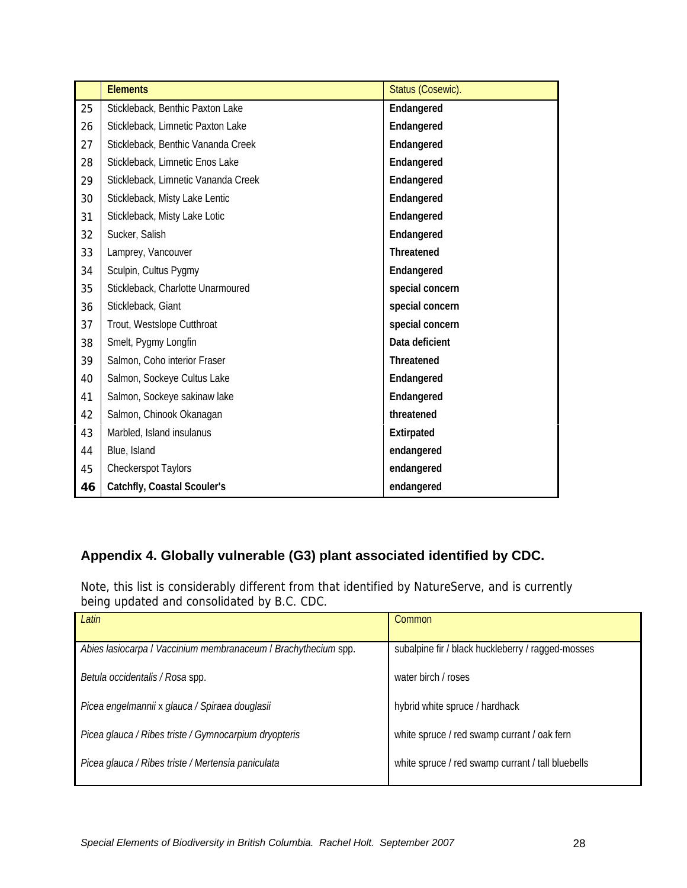|  | **Elements** | Status (Cosewic). |
| --- | --- | --- |
| 25 | Stickleback, Benthic Paxton Lake | **Endangered** |
| 26 | Stickleback, Limnetic Paxton Lake | **Endangered** |
| 27 | Stickleback, Benthic Vananda Creek | **Endangered** |
| 28 | Stickleback, Limnetic Enos Lake | **Endangered** |
| 29 | Stickleback, Limnetic Vananda Creek | **Endangered** |
| 30 | Stickleback, Misty Lake Lentic | **Endangered** |
| 31 | Stickleback, Misty Lake Lotic | **Endangered** |
| 32 | Sucker, Salish | **Endangered** |
| 33 | Lamprey, Vancouver | **Threatened** |
| 34 | Sculpin, Cultus Pygmy | **Endangered** |
| 35 | Stickleback, Charlotte Unarmoured | **special concern** |
| 36 | Stickleback, Giant | **special concern** |
| 37 | Trout, Westslope Cutthroat | **special concern** |
| 38 | Smelt, Pygmy Longfin | **Data deficient** |
| 39 | Salmon, Coho interior Fraser | **Threatened** |
| 40 | Salmon, Sockeye Cultus Lake | **Endangered** |
| 41 | Salmon, Sockeye sakinaw lake | **Endangered** |
| 42 | Salmon, Chinook Okanagan | **threatened** |
| 43 | Marbled, Island insulanus | **Extirpated** |
| 44 | Blue, Island | **endangered** |
| 45 | Checkerspot Taylors | **endangered** |
| **46** | **Catchfly, Coastal Scouler's** | **endangered** |

## Appendix 4. Globally vulnerable (G3) plant associated identified by CDC.

Note, this list is considerably different from that identified by NatureServe, and is currently being updated and consolidated by B.C. CDC.

| *Latin* | Common |
| --- | --- |
| *Abies lasiocarpa* / *Vaccinium membranaceum* / *Brachythecium* spp. | subalpine fir / black huckleberry / ragged-mosses |
| *Betula occidentalis* / *Rosa* spp. | water birch / roses |
| *Picea engelmannii* x *glauca* / *Spiraea douglasii* | hybrid white spruce / hardhack |
| *Picea glauca* / *Ribes triste* / *Gymnocarpium dryopteris* | white spruce / red swamp currant / oak fern |
| *Picea glauca* / *Ribes triste* / *Mertensia paniculata* | white spruce / red swamp currant / tall bluebells |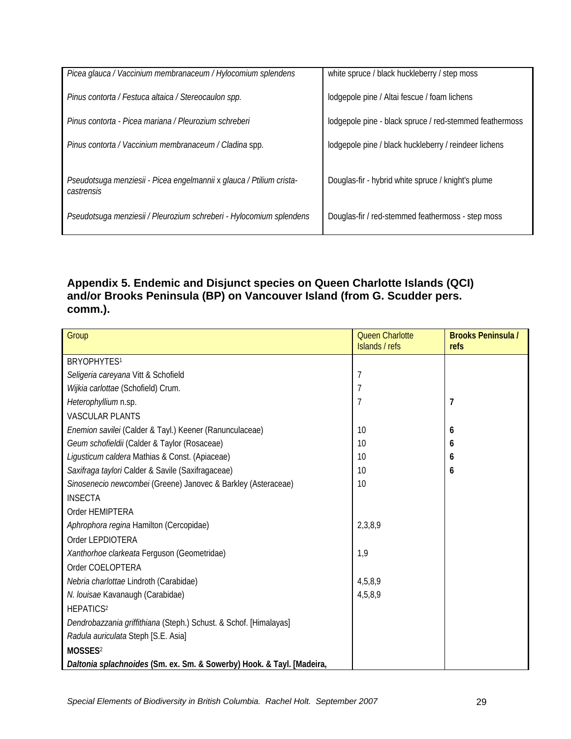| | |
|---|---|
| *Picea glauca / Vaccinium membranaceum / Hylocomium splendens* | white spruce / black huckleberry / step moss |
| *Pinus contorta / Festuca altaica / Stereocaulon spp.* | lodgepole pine / Altai fescue / foam lichens |
| *Pinus contorta - Picea mariana / Pleurozium schreberi* | lodgepole pine - black spruce / red-stemmed feathermoss |
| *Pinus contorta / Vaccinium membranaceum / Cladina* spp. | lodgepole pine / black huckleberry / reindeer lichens |
| *Pseudotsuga menziesii - Picea engelmannii x glauca / Ptilium crista-castrensis* | Douglas-fir - hybrid white spruce / knight's plume |
| *Pseudotsuga menziesii / Pleurozium schreberi - Hylocomium splendens* | Douglas-fir / red-stemmed feathermoss - step moss |

## Appendix 5. Endemic and Disjunct species on Queen Charlotte Islands (QCI) and/or Brooks Peninsula (BP) on Vancouver Island (from G. Scudder pers. comm.).

| Group | Queen Charlotte Islands / refs | **Brooks Peninsula / refs** |
|---|---|---|
| BRYOPHYTES[1] | | |
| *Seligeria careyana* Vitt & Schofield | 7 | |
| *Wijkia carlottae* (Schofield) Crum. | 7 | |
| *Heterophyllium* n.sp. | 7 | **7** |
| VASCULAR PLANTS | | |
| *Enemion savilei* (Calder & Tayl.) Keener (Ranunculaceae) | 10 | **6** |
| *Geum schofieldii* (Calder & Taylor (Rosaceae) | 10 | **6** |
| *Ligusticum caldera* Mathias & Const. (Apiaceae) | 10 | **6** |
| *Saxifraga taylori* Calder & Savile (Saxifragaceae) | 10 | **6** |
| *Sinosenecio newcombei* (Greene) Janovec & Barkley (Asteraceae) | 10 | |
| INSECTA | | |
| Order HEMIPTERA | | |
| *Aphrophora regina* Hamilton (Cercopidae) | 2,3,8,9 | |
| Order LEPDIOTERA | | |
| *Xanthorhoe clarkeata* Ferguson (Geometridae) | 1,9 | |
| Order COELOPTERA | | |
| *Nebria charlottae* Lindroth (Carabidae) | 4,5,8,9 | |
| *N. louisae* Kavanaugh (Carabidae) | 4,5,8,9 | |
| HEPATICS[2] | | |
| *Dendrobazzania griffithiana* (Steph.) Schust. & Schof. [Himalayas] | | |
| *Radula auriculata* Steph [S.E. Asia] | | |
| **MOSSES**[2] | | |
| ***Daltonia splachnoides*** **(Sm. ex. Sm. & Sowerby) Hook. & Tayl. [Madeira,** | | |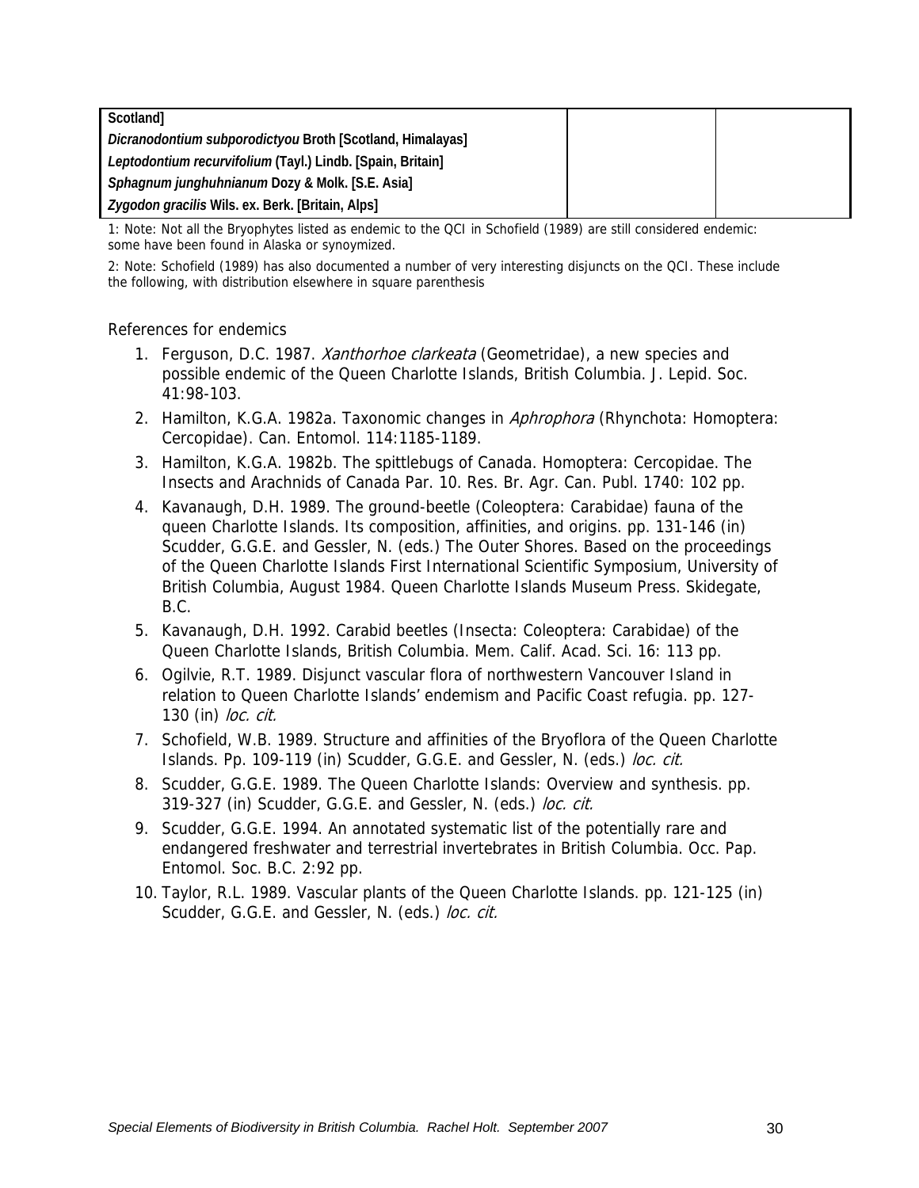| | | |
|---|---|---|
| **Scotland]** | | |
| ***Dicranodontium subporodictyou* Broth [Scotland, Himalayas]** | | |
| ***Leptodontium recurvifolium* (Tayl.) Lindb. [Spain, Britain]** | | |
| ***Sphagnum junghuhnianum* Dozy & Molk. [S.E. Asia]** | | |
| ***Zygodon gracilis* Wils. ex. Berk. [Britain, Alps]** | | |

1: Note: Not all the Bryophytes listed as endemic to the QCI in Schofield (1989) are still considered endemic: some have been found in Alaska or synoymized.

2: Note: Schofield (1989) has also documented a number of very interesting disjuncts on the QCI. These include the following, with distribution elsewhere in square parenthesis

References for endemics

1. Ferguson, D.C. 1987. *Xanthorhoe clarkeata* (Geometridae), a new species and possible endemic of the Queen Charlotte Islands, British Columbia. J. Lepid. Soc. 41:98-103.
2. Hamilton, K.G.A. 1982a. Taxonomic changes in *Aphrophora* (Rhynchota: Homoptera: Cercopidae). Can. Entomol. 114:1185-1189.
3. Hamilton, K.G.A. 1982b. The spittlebugs of Canada. Homoptera: Cercopidae. The Insects and Arachnids of Canada Par. 10. Res. Br. Agr. Can. Publ. 1740: 102 pp.
4. Kavanaugh, D.H. 1989. The ground-beetle (Coleoptera: Carabidae) fauna of the queen Charlotte Islands. Its composition, affinities, and origins. pp. 131-146 (in) Scudder, G.G.E. and Gessler, N. (eds.) The Outer Shores. Based on the proceedings of the Queen Charlotte Islands First International Scientific Symposium, University of British Columbia, August 1984. Queen Charlotte Islands Museum Press. Skidegate, B.C.
5. Kavanaugh, D.H. 1992. Carabid beetles (Insecta: Coleoptera: Carabidae) of the Queen Charlotte Islands, British Columbia. Mem. Calif. Acad. Sci. 16: 113 pp.
6. Ogilvie, R.T. 1989. Disjunct vascular flora of northwestern Vancouver Island in relation to Queen Charlotte Islands' endemism and Pacific Coast refugia. pp. 127-130 (in) *loc. cit.*
7. Schofield, W.B. 1989. Structure and affinities of the Bryoflora of the Queen Charlotte Islands. Pp. 109-119 (in) Scudder, G.G.E. and Gessler, N. (eds.) *loc. cit.*
8. Scudder, G.G.E. 1989. The Queen Charlotte Islands: Overview and synthesis. pp. 319-327 (in) Scudder, G.G.E. and Gessler, N. (eds.) *loc. cit.*
9. Scudder, G.G.E. 1994. An annotated systematic list of the potentially rare and endangered freshwater and terrestrial invertebrates in British Columbia. Occ. Pap. Entomol. Soc. B.C. 2:92 pp.
10. Taylor, R.L. 1989. Vascular plants of the Queen Charlotte Islands. pp. 121-125 (in) Scudder, G.G.E. and Gessler, N. (eds.) *loc. cit.*